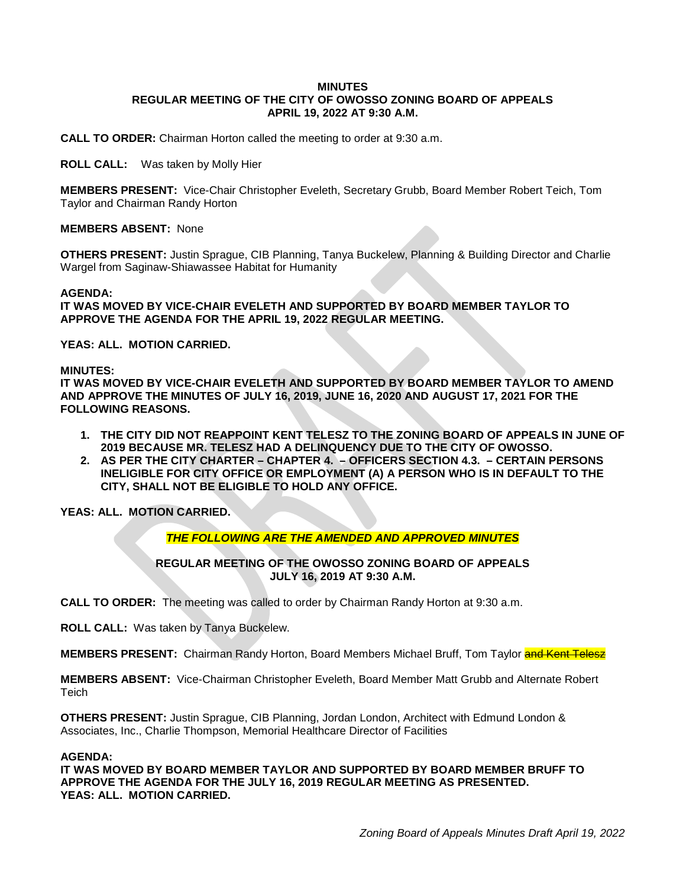**MINUTES**
**REGULAR MEETING OF THE CITY OF OWOSSO ZONING BOARD OF APPEALS**
**APRIL 19, 2022 AT 9:30 A.M.**

**CALL TO ORDER:** Chairman Horton called the meeting to order at 9:30 a.m.

**ROLL CALL:** Was taken by Molly Hier

**MEMBERS PRESENT:** Vice-Chair Christopher Eveleth, Secretary Grubb, Board Member Robert Teich, Tom Taylor and Chairman Randy Horton

**MEMBERS ABSENT:** None

**OTHERS PRESENT:** Justin Sprague, CIB Planning, Tanya Buckelew, Planning & Building Director and Charlie Wargel from Saginaw-Shiawassee Habitat for Humanity

**AGENDA:**
**IT WAS MOVED BY VICE-CHAIR EVELETH AND SUPPORTED BY BOARD MEMBER TAYLOR TO APPROVE THE AGENDA FOR THE APRIL 19, 2022 REGULAR MEETING.**

**YEAS: ALL. MOTION CARRIED.**

**MINUTES:**
**IT WAS MOVED BY VICE-CHAIR EVELETH AND SUPPORTED BY BOARD MEMBER TAYLOR TO AMEND AND APPROVE THE MINUTES OF JULY 16, 2019, JUNE 16, 2020 AND AUGUST 17, 2021 FOR THE FOLLOWING REASONS.**

1. **THE CITY DID NOT REAPPOINT KENT TELESZ TO THE ZONING BOARD OF APPEALS IN JUNE OF 2019 BECAUSE MR. TELESZ HAD A DELINQUENCY DUE TO THE CITY OF OWOSSO.**
2. **AS PER THE CITY CHARTER – CHAPTER 4. – OFFICERS SECTION 4.3. – CERTAIN PERSONS INELIGIBLE FOR CITY OFFICE OR EMPLOYMENT (A) A PERSON WHO IS IN DEFAULT TO THE CITY, SHALL NOT BE ELIGIBLE TO HOLD ANY OFFICE.**

**YEAS: ALL. MOTION CARRIED.**

***THE FOLLOWING ARE THE AMENDED AND APPROVED MINUTES***

**REGULAR MEETING OF THE OWOSSO ZONING BOARD OF APPEALS**
**JULY 16, 2019 AT 9:30 A.M.**

**CALL TO ORDER:** The meeting was called to order by Chairman Randy Horton at 9:30 a.m.

**ROLL CALL:** Was taken by Tanya Buckelew.

**MEMBERS PRESENT:** Chairman Randy Horton, Board Members Michael Bruff, Tom Taylor ~~and Kent Telesz~~

**MEMBERS ABSENT:** Vice-Chairman Christopher Eveleth, Board Member Matt Grubb and Alternate Robert Teich

**OTHERS PRESENT:** Justin Sprague, CIB Planning, Jordan London, Architect with Edmund London & Associates, Inc., Charlie Thompson, Memorial Healthcare Director of Facilities

**AGENDA:**
**IT WAS MOVED BY BOARD MEMBER TAYLOR AND SUPPORTED BY BOARD MEMBER BRUFF TO APPROVE THE AGENDA FOR THE JULY 16, 2019 REGULAR MEETING AS PRESENTED.**
**YEAS: ALL. MOTION CARRIED.**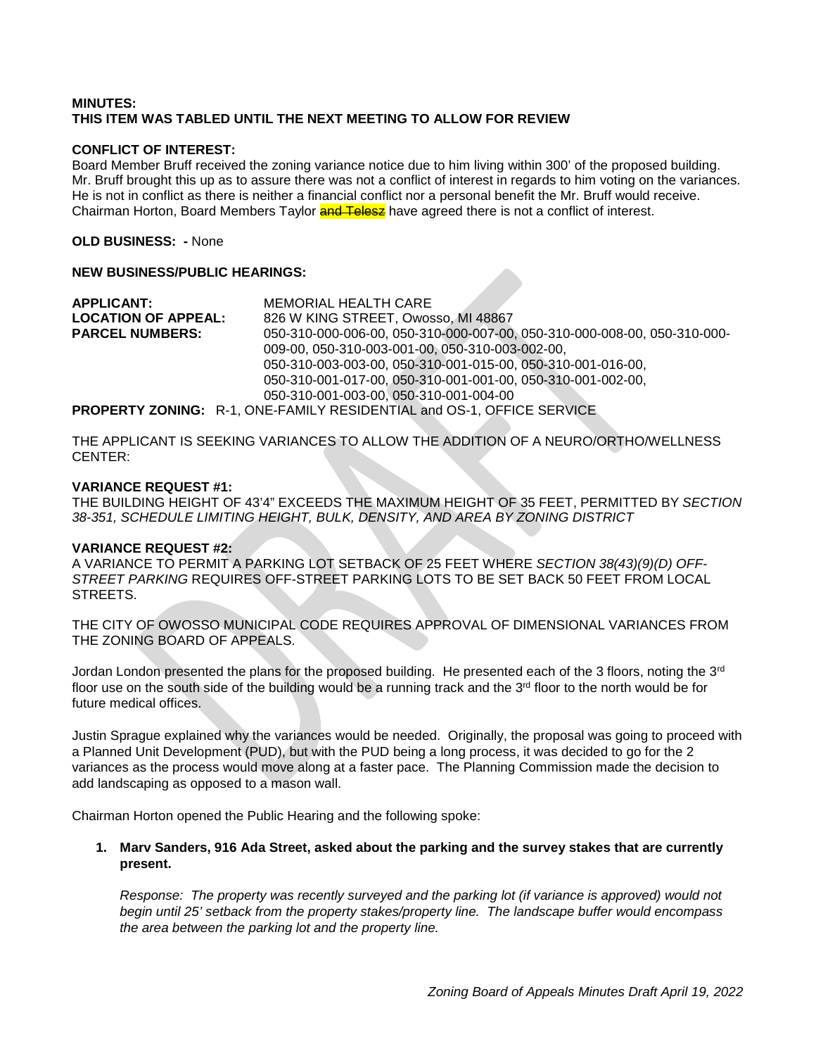**MINUTES:**
**THIS ITEM WAS TABLED UNTIL THE NEXT MEETING TO ALLOW FOR REVIEW**

**CONFLICT OF INTEREST:**
Board Member Bruff received the zoning variance notice due to him living within 300' of the proposed building. Mr. Bruff brought this up as to assure there was not a conflict of interest in regards to him voting on the variances. He is not in conflict as there is neither a financial conflict nor a personal benefit the Mr. Bruff would receive. Chairman Horton, Board Members Taylor ~~and Telesz~~ have agreed there is not a conflict of interest.

**OLD BUSINESS: -** None

**NEW BUSINESS/PUBLIC HEARINGS:**

**APPLICANT:** MEMORIAL HEALTH CARE
**LOCATION OF APPEAL:** 826 W KING STREET, Owosso, MI 48867
**PARCEL NUMBERS:** 050-310-000-006-00, 050-310-000-007-00, 050-310-000-008-00, 050-310-000-009-00, 050-310-003-001-00, 050-310-003-002-00, 050-310-003-003-00, 050-310-001-015-00, 050-310-001-016-00, 050-310-001-017-00, 050-310-001-001-00, 050-310-001-002-00, 050-310-001-003-00, 050-310-001-004-00
**PROPERTY ZONING:** R-1, ONE-FAMILY RESIDENTIAL and OS-1, OFFICE SERVICE

THE APPLICANT IS SEEKING VARIANCES TO ALLOW THE ADDITION OF A NEURO/ORTHO/WELLNESS CENTER:

**VARIANCE REQUEST #1:**
THE BUILDING HEIGHT OF 43'4" EXCEEDS THE MAXIMUM HEIGHT OF 35 FEET, PERMITTED BY *SECTION 38-351, SCHEDULE LIMITING HEIGHT, BULK, DENSITY, AND AREA BY ZONING DISTRICT*

**VARIANCE REQUEST #2:**
A VARIANCE TO PERMIT A PARKING LOT SETBACK OF 25 FEET WHERE *SECTION 38(43)(9)(D) OFF-STREET PARKING* REQUIRES OFF-STREET PARKING LOTS TO BE SET BACK 50 FEET FROM LOCAL STREETS.

THE CITY OF OWOSSO MUNICIPAL CODE REQUIRES APPROVAL OF DIMENSIONAL VARIANCES FROM THE ZONING BOARD OF APPEALS.

Jordan London presented the plans for the proposed building. He presented each of the 3 floors, noting the 3rd floor use on the south side of the building would be a running track and the 3rd floor to the north would be for future medical offices.

Justin Sprague explained why the variances would be needed. Originally, the proposal was going to proceed with a Planned Unit Development (PUD), but with the PUD being a long process, it was decided to go for the 2 variances as the process would move along at a faster pace. The Planning Commission made the decision to add landscaping as opposed to a mason wall.

Chairman Horton opened the Public Hearing and the following spoke:

1. **Marv Sanders, 916 Ada Street, asked about the parking and the survey stakes that are currently present.**

   *Response: The property was recently surveyed and the parking lot (if variance is approved) would not begin until 25' setback from the property stakes/property line. The landscape buffer would encompass the area between the parking lot and the property line.*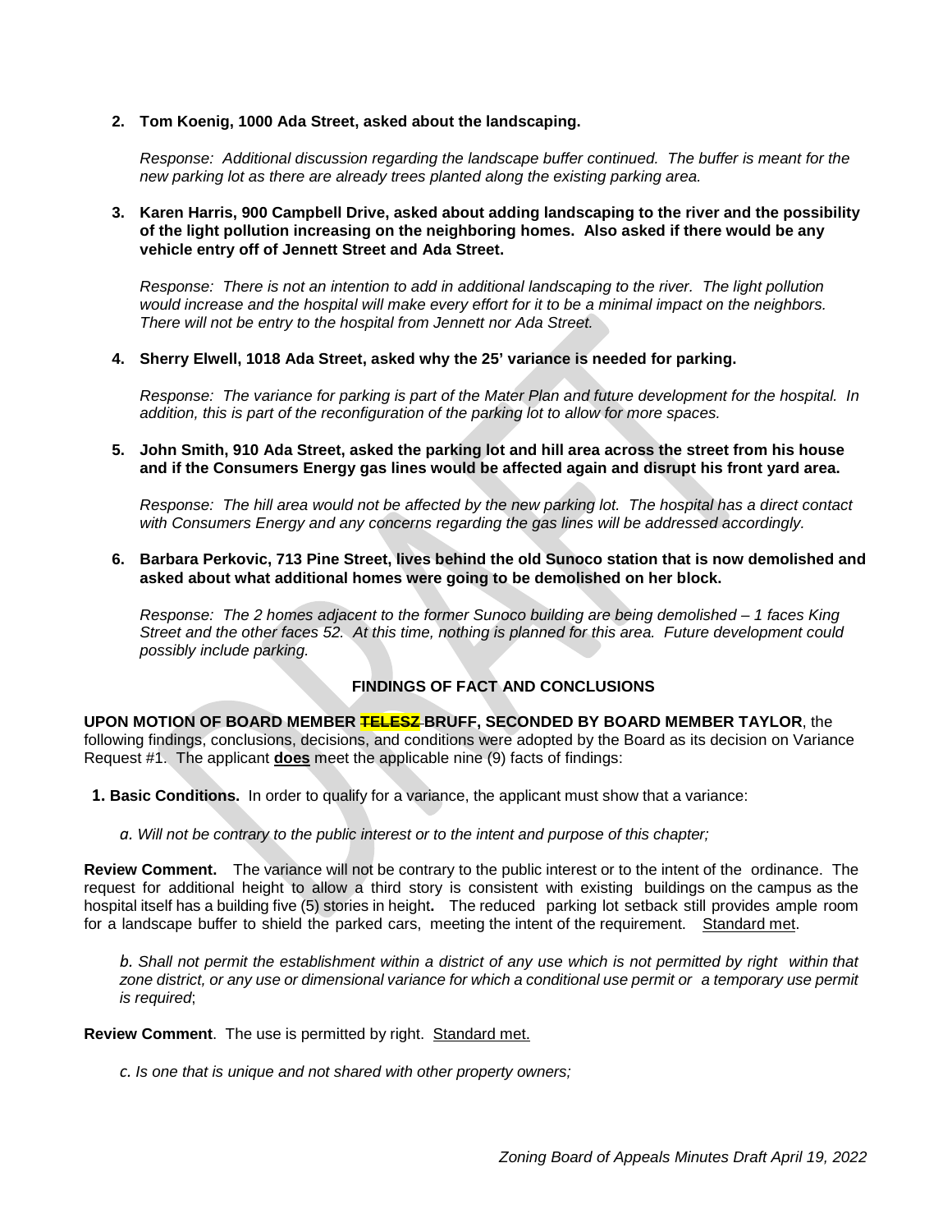**2. Tom Koenig, 1000 Ada Street, asked about the landscaping.**

*Response: Additional discussion regarding the landscape buffer continued. The buffer is meant for the new parking lot as there are already trees planted along the existing parking area.*

**3. Karen Harris, 900 Campbell Drive, asked about adding landscaping to the river and the possibility of the light pollution increasing on the neighboring homes. Also asked if there would be any vehicle entry off of Jennett Street and Ada Street.**

*Response: There is not an intention to add in additional landscaping to the river. The light pollution would increase and the hospital will make every effort for it to be a minimal impact on the neighbors. There will not be entry to the hospital from Jennett nor Ada Street.*

**4. Sherry Elwell, 1018 Ada Street, asked why the 25' variance is needed for parking.**

*Response: The variance for parking is part of the Mater Plan and future development for the hospital. In addition, this is part of the reconfiguration of the parking lot to allow for more spaces.*

**5. John Smith, 910 Ada Street, asked the parking lot and hill area across the street from his house and if the Consumers Energy gas lines would be affected again and disrupt his front yard area.**

*Response: The hill area would not be affected by the new parking lot. The hospital has a direct contact with Consumers Energy and any concerns regarding the gas lines will be addressed accordingly.*

**6. Barbara Perkovic, 713 Pine Street, lives behind the old Sunoco station that is now demolished and asked about what additional homes were going to be demolished on her block.**

*Response: The 2 homes adjacent to the former Sunoco building are being demolished – 1 faces King Street and the other faces 52. At this time, nothing is planned for this area. Future development could possibly include parking.*

## FINDINGS OF FACT AND CONCLUSIONS

**UPON MOTION OF BOARD MEMBER ~~TELESZ~~ BRUFF, SECONDED BY BOARD MEMBER TAYLOR**, the following findings, conclusions, decisions, and conditions were adopted by the Board as its decision on Variance Request #1. The applicant **does** meet the applicable nine (9) facts of findings:

**1. Basic Conditions.** In order to qualify for a variance, the applicant must show that a variance:

*a. Will not be contrary to the public interest or to the intent and purpose of this chapter;*

**Review Comment.** The variance will not be contrary to the public interest or to the intent of the ordinance. The request for additional height to allow a third story is consistent with existing buildings on the campus as the hospital itself has a building five (5) stories in height. The reduced parking lot setback still provides ample room for a landscape buffer to shield the parked cars, meeting the intent of the requirement. Standard met.

*b. Shall not permit the establishment within a district of any use which is not permitted by right within that zone district, or any use or dimensional variance for which a conditional use permit or a temporary use permit is required*;

**Review Comment**. The use is permitted by right. Standard met.

*c. Is one that is unique and not shared with other property owners;*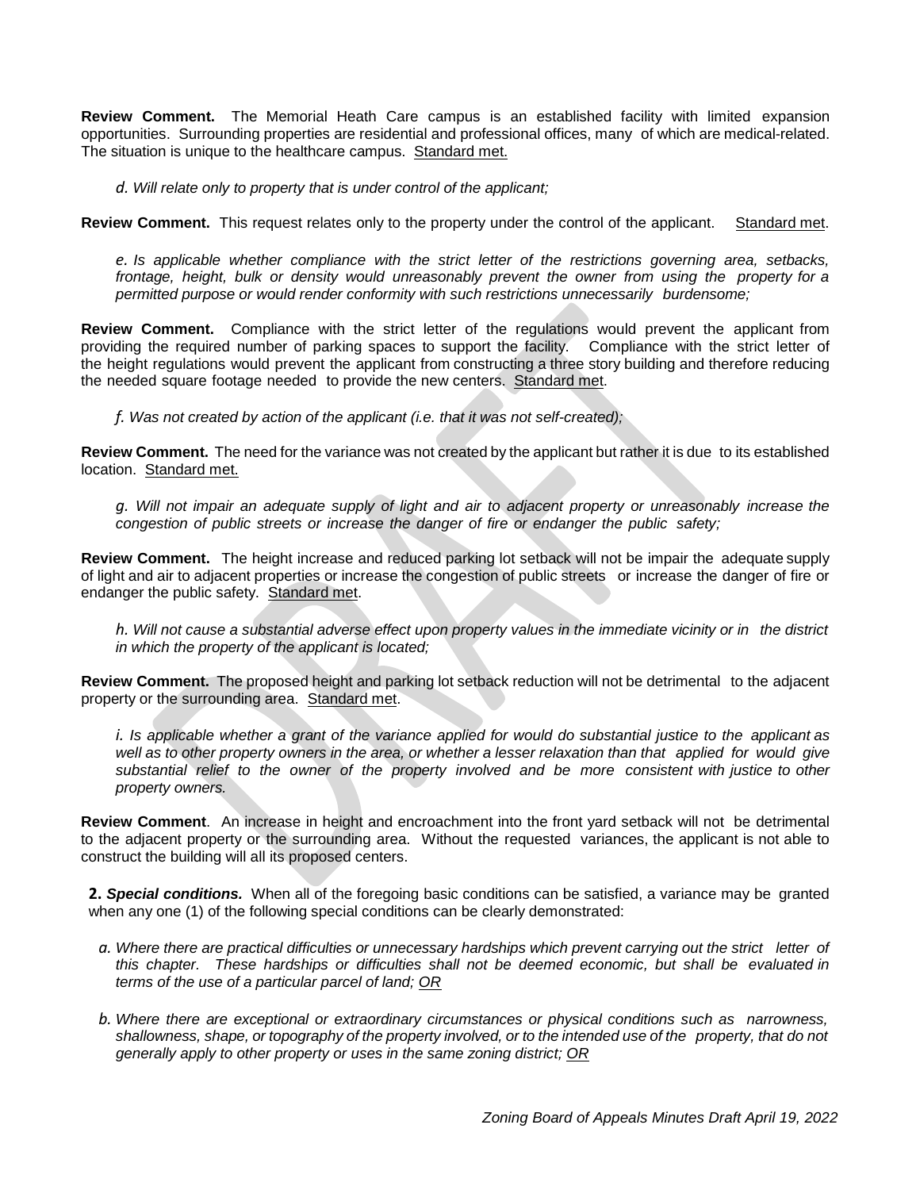**Review Comment.** The Memorial Heath Care campus is an established facility with limited expansion opportunities. Surrounding properties are residential and professional offices, many of which are medical-related. The situation is unique to the healthcare campus. Standard met.

*d. Will relate only to property that is under control of the applicant;*

**Review Comment.** This request relates only to the property under the control of the applicant. Standard met.

*e. Is applicable whether compliance with the strict letter of the restrictions governing area, setbacks, frontage, height, bulk or density would unreasonably prevent the owner from using the property for a permitted purpose or would render conformity with such restrictions unnecessarily burdensome;*

**Review Comment.** Compliance with the strict letter of the regulations would prevent the applicant from providing the required number of parking spaces to support the facility. Compliance with the strict letter of the height regulations would prevent the applicant from constructing a three story building and therefore reducing the needed square footage needed to provide the new centers. Standard met.

*f. Was not created by action of the applicant (i.e. that it was not self-created);*

**Review Comment.** The need for the variance was not created by the applicant but rather it is due to its established location. Standard met.

*g. Will not impair an adequate supply of light and air to adjacent property or unreasonably increase the congestion of public streets or increase the danger of fire or endanger the public safety;*

**Review Comment.** The height increase and reduced parking lot setback will not be impair the adequate supply of light and air to adjacent properties or increase the congestion of public streets or increase the danger of fire or endanger the public safety. Standard met.

*h. Will not cause a substantial adverse effect upon property values in the immediate vicinity or in the district in which the property of the applicant is located;*

**Review Comment.** The proposed height and parking lot setback reduction will not be detrimental to the adjacent property or the surrounding area. Standard met.

*i. Is applicable whether a grant of the variance applied for would do substantial justice to the applicant as well as to other property owners in the area, or whether a lesser relaxation than that applied for would give substantial relief to the owner of the property involved and be more consistent with justice to other property owners.*

**Review Comment**. An increase in height and encroachment into the front yard setback will not be detrimental to the adjacent property or the surrounding area. Without the requested variances, the applicant is not able to construct the building will all its proposed centers.

**2.** ***Special conditions.*** When all of the foregoing basic conditions can be satisfied, a variance may be granted when any one (1) of the following special conditions can be clearly demonstrated:

*a. Where there are practical difficulties or unnecessary hardships which prevent carrying out the strict letter of this chapter. These hardships or difficulties shall not be deemed economic, but shall be evaluated in terms of the use of a particular parcel of land; OR*

*b. Where there are exceptional or extraordinary circumstances or physical conditions such as narrowness, shallowness, shape, or topography of the property involved, or to the intended use of the property, that do not generally apply to other property or uses in the same zoning district; OR*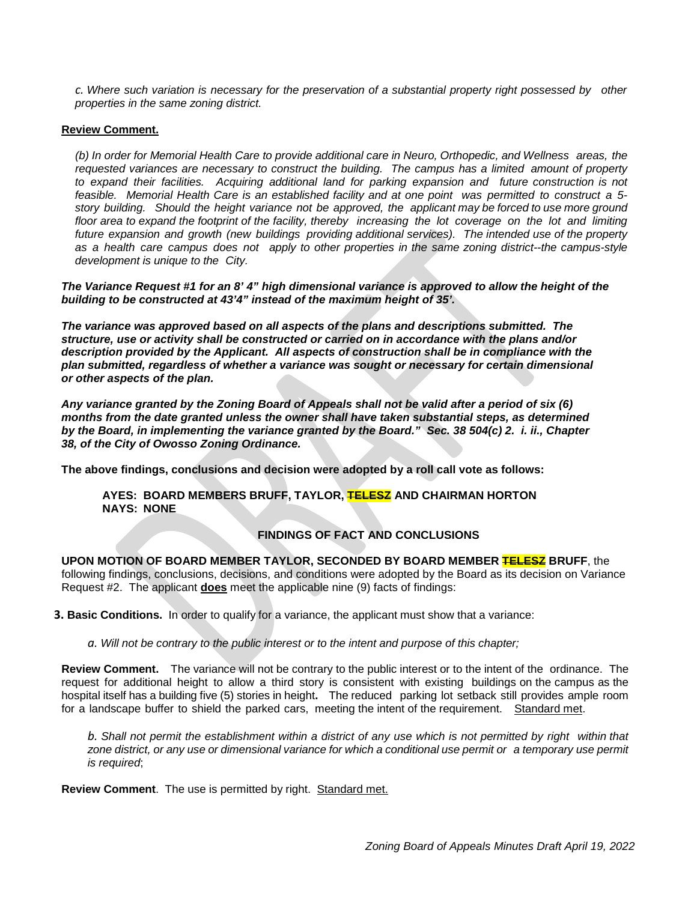*c. Where such variation is necessary for the preservation of a substantial property right possessed by other properties in the same zoning district.*

**Review Comment.**

*(b) In order for Memorial Health Care to provide additional care in Neuro, Orthopedic, and Wellness areas, the requested variances are necessary to construct the building. The campus has a limited amount of property to expand their facilities. Acquiring additional land for parking expansion and future construction is not feasible. Memorial Health Care is an established facility and at one point was permitted to construct a 5-story building. Should the height variance not be approved, the applicant may be forced to use more ground floor area to expand the footprint of the facility, thereby increasing the lot coverage on the lot and limiting future expansion and growth (new buildings providing additional services). The intended use of the property as a health care campus does not apply to other properties in the same zoning district--the campus-style development is unique to the City.*

***The Variance Request #1 for an 8' 4" high dimensional variance is approved to allow the height of the building to be constructed at 43'4" instead of the maximum height of 35'.***

***The variance was approved based on all aspects of the plans and descriptions submitted. The structure, use or activity shall be constructed or carried on in accordance with the plans and/or description provided by the Applicant. All aspects of construction shall be in compliance with the plan submitted, regardless of whether a variance was sought or necessary for certain dimensional or other aspects of the plan.***

***Any variance granted by the Zoning Board of Appeals shall not be valid after a period of six (6) months from the date granted unless the owner shall have taken substantial steps, as determined by the Board, in implementing the variance granted by the Board." Sec. 38 504(c) 2. i. ii., Chapter 38, of the City of Owosso Zoning Ordinance.***

**The above findings, conclusions and decision were adopted by a roll call vote as follows:**

**AYES: BOARD MEMBERS BRUFF, TAYLOR, ~~TELESZ~~ AND CHAIRMAN HORTON**
**NAYS: NONE**

**FINDINGS OF FACT AND CONCLUSIONS**

**UPON MOTION OF BOARD MEMBER TAYLOR, SECONDED BY BOARD MEMBER ~~TELESZ~~ BRUFF**, the following findings, conclusions, decisions, and conditions were adopted by the Board as its decision on Variance Request #2. The applicant **does** meet the applicable nine (9) facts of findings:

**3. Basic Conditions.** In order to qualify for a variance, the applicant must show that a variance:

*a. Will not be contrary to the public interest or to the intent and purpose of this chapter;*

**Review Comment.** The variance will not be contrary to the public interest or to the intent of the ordinance. The request for additional height to allow a third story is consistent with existing buildings on the campus as the hospital itself has a building five (5) stories in height. The reduced parking lot setback still provides ample room for a landscape buffer to shield the parked cars, meeting the intent of the requirement. Standard met.

*b. Shall not permit the establishment within a district of any use which is not permitted by right within that zone district, or any use or dimensional variance for which a conditional use permit or a temporary use permit is required*;

**Review Comment**. The use is permitted by right. Standard met.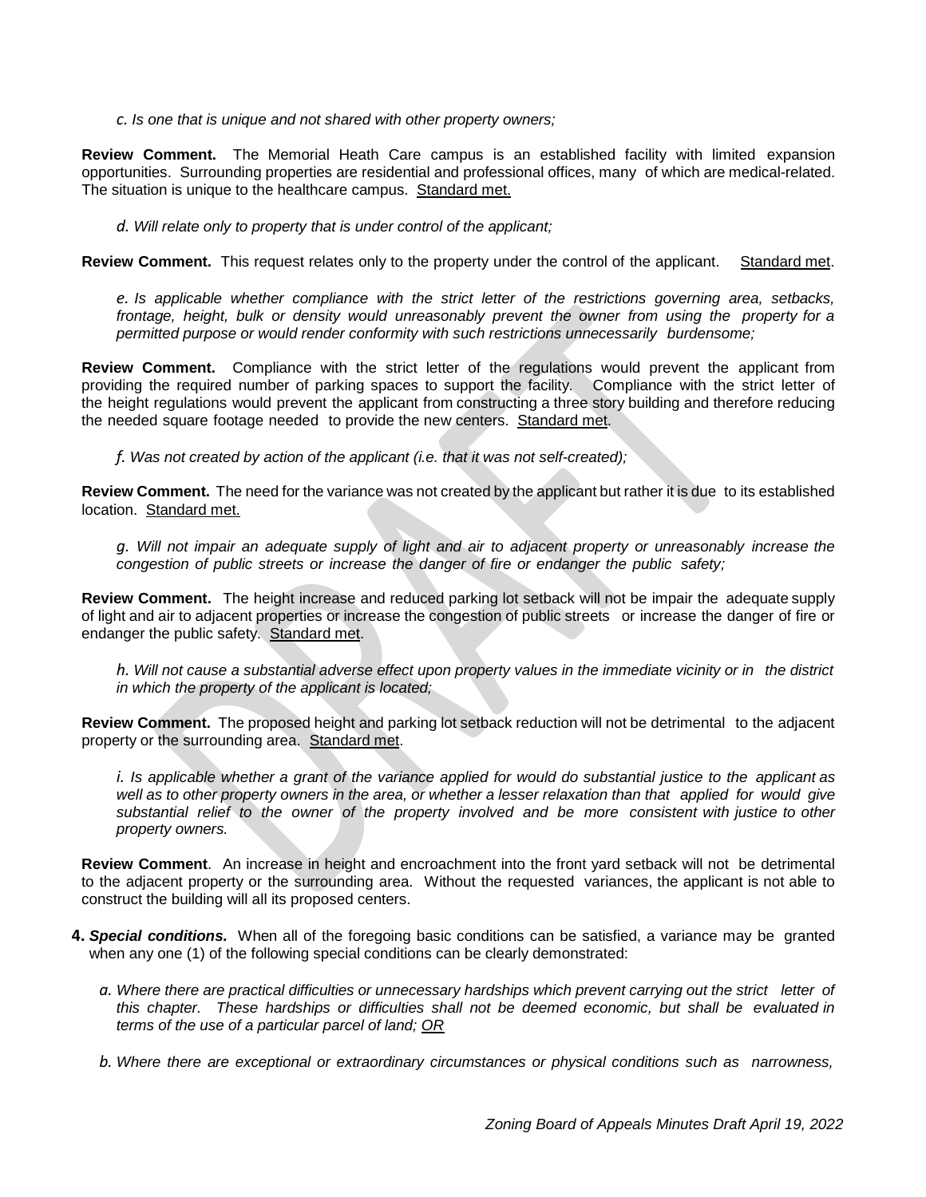*c. Is one that is unique and not shared with other property owners;*

**Review Comment.** The Memorial Heath Care campus is an established facility with limited expansion opportunities. Surrounding properties are residential and professional offices, many of which are medical-related. The situation is unique to the healthcare campus. Standard met.

*d. Will relate only to property that is under control of the applicant;*

**Review Comment.** This request relates only to the property under the control of the applicant. Standard met.

*e. Is applicable whether compliance with the strict letter of the restrictions governing area, setbacks, frontage, height, bulk or density would unreasonably prevent the owner from using the property for a permitted purpose or would render conformity with such restrictions unnecessarily burdensome;*

**Review Comment.** Compliance with the strict letter of the regulations would prevent the applicant from providing the required number of parking spaces to support the facility. Compliance with the strict letter of the height regulations would prevent the applicant from constructing a three story building and therefore reducing the needed square footage needed to provide the new centers. Standard met.

*f. Was not created by action of the applicant (i.e. that it was not self-created);*

**Review Comment.** The need for the variance was not created by the applicant but rather it is due to its established location. Standard met.

*g. Will not impair an adequate supply of light and air to adjacent property or unreasonably increase the congestion of public streets or increase the danger of fire or endanger the public safety;*

**Review Comment.** The height increase and reduced parking lot setback will not be impair the adequate supply of light and air to adjacent properties or increase the congestion of public streets or increase the danger of fire or endanger the public safety. Standard met.

*h. Will not cause a substantial adverse effect upon property values in the immediate vicinity or in the district in which the property of the applicant is located;*

**Review Comment.** The proposed height and parking lot setback reduction will not be detrimental to the adjacent property or the surrounding area. Standard met.

*i. Is applicable whether a grant of the variance applied for would do substantial justice to the applicant as well as to other property owners in the area, or whether a lesser relaxation than that applied for would give substantial relief to the owner of the property involved and be more consistent with justice to other property owners.*

**Review Comment**. An increase in height and encroachment into the front yard setback will not be detrimental to the adjacent property or the surrounding area. Without the requested variances, the applicant is not able to construct the building will all its proposed centers.

**4.** ***Special conditions.*** When all of the foregoing basic conditions can be satisfied, a variance may be granted when any one (1) of the following special conditions can be clearly demonstrated:

*a. Where there are practical difficulties or unnecessary hardships which prevent carrying out the strict letter of this chapter. These hardships or difficulties shall not be deemed economic, but shall be evaluated in terms of the use of a particular parcel of land; OR*

*b. Where there are exceptional or extraordinary circumstances or physical conditions such as narrowness,*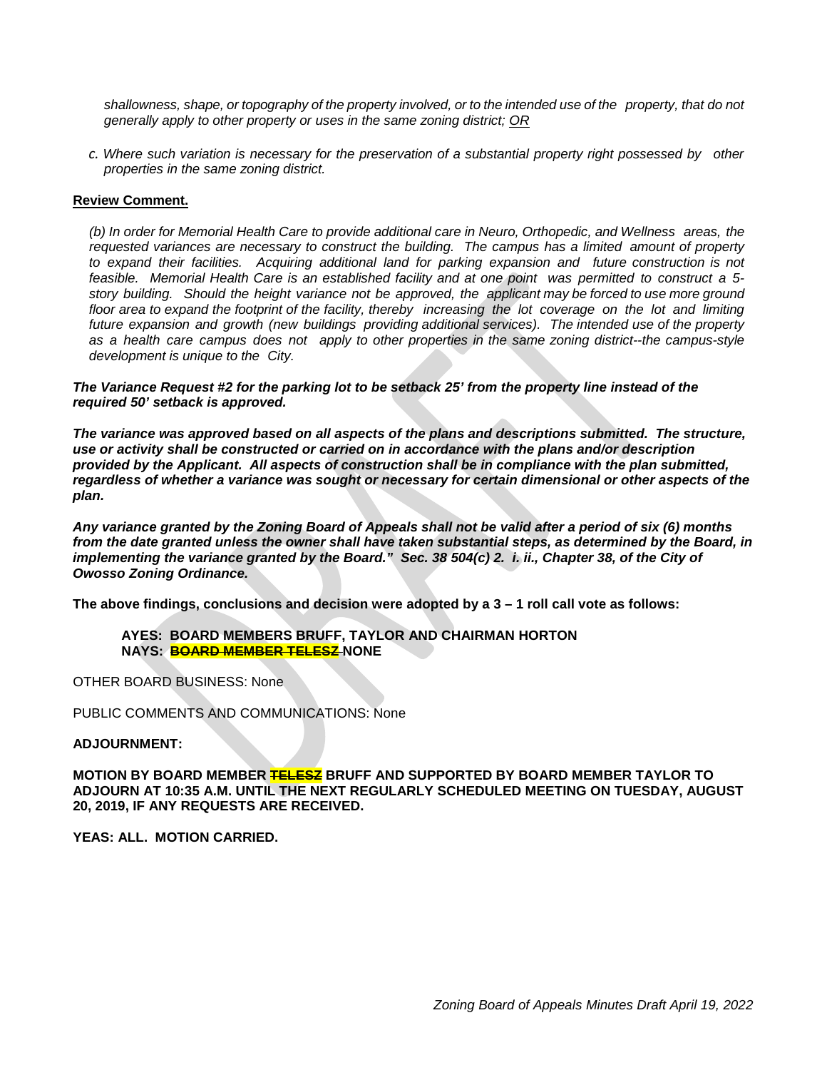*shallowness, shape, or topography of the property involved, or to the intended use of the property, that do not generally apply to other property or uses in the same zoning district; OR*

*c. Where such variation is necessary for the preservation of a substantial property right possessed by other properties in the same zoning district.*

**Review Comment.**

*(b) In order for Memorial Health Care to provide additional care in Neuro, Orthopedic, and Wellness areas, the requested variances are necessary to construct the building. The campus has a limited amount of property to expand their facilities. Acquiring additional land for parking expansion and future construction is not feasible. Memorial Health Care is an established facility and at one point was permitted to construct a 5-story building. Should the height variance not be approved, the applicant may be forced to use more ground floor area to expand the footprint of the facility, thereby increasing the lot coverage on the lot and limiting future expansion and growth (new buildings providing additional services). The intended use of the property as a health care campus does not apply to other properties in the same zoning district--the campus-style development is unique to the City.*

***The Variance Request #2 for the parking lot to be setback 25' from the property line instead of the required 50' setback is approved.***

***The variance was approved based on all aspects of the plans and descriptions submitted. The structure, use or activity shall be constructed or carried on in accordance with the plans and/or description provided by the Applicant. All aspects of construction shall be in compliance with the plan submitted, regardless of whether a variance was sought or necessary for certain dimensional or other aspects of the plan.***

***Any variance granted by the Zoning Board of Appeals shall not be valid after a period of six (6) months from the date granted unless the owner shall have taken substantial steps, as determined by the Board, in implementing the variance granted by the Board." Sec. 38 504(c) 2. i. ii., Chapter 38, of the City of Owosso Zoning Ordinance.***

**The above findings, conclusions and decision were adopted by a 3 – 1 roll call vote as follows:**

**AYES: BOARD MEMBERS BRUFF, TAYLOR AND CHAIRMAN HORTON**
**NAYS: ~~BOARD MEMBER TELESZ~~ NONE**

OTHER BOARD BUSINESS: None

PUBLIC COMMENTS AND COMMUNICATIONS: None

**ADJOURNMENT:**

**MOTION BY BOARD MEMBER ~~TELESZ~~ BRUFF AND SUPPORTED BY BOARD MEMBER TAYLOR TO ADJOURN AT 10:35 A.M. UNTIL THE NEXT REGULARLY SCHEDULED MEETING ON TUESDAY, AUGUST 20, 2019, IF ANY REQUESTS ARE RECEIVED.**

**YEAS: ALL. MOTION CARRIED.**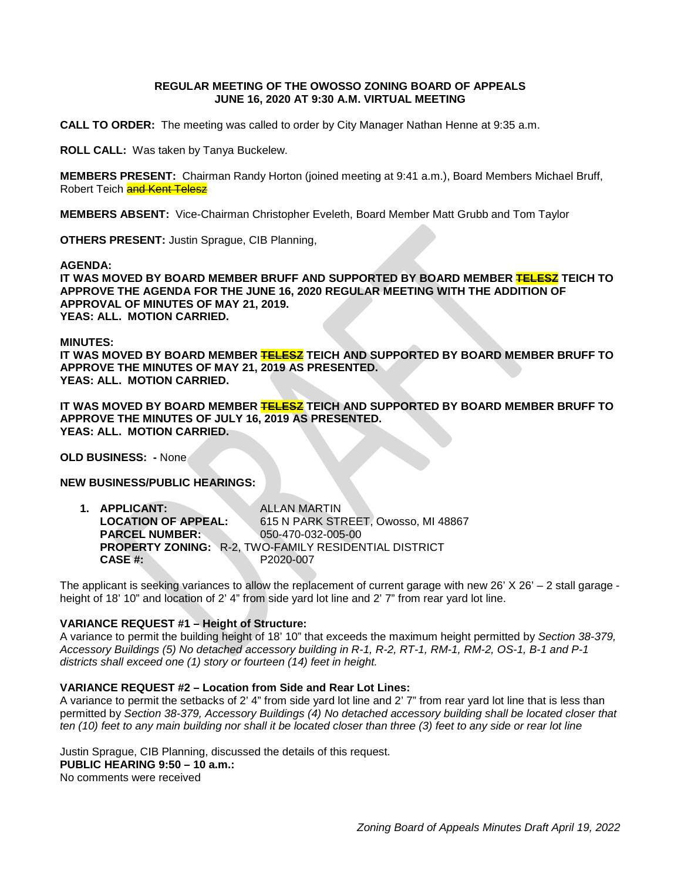**REGULAR MEETING OF THE OWOSSO ZONING BOARD OF APPEALS**
**JUNE 16, 2020 AT 9:30 A.M. VIRTUAL MEETING**

**CALL TO ORDER:** The meeting was called to order by City Manager Nathan Henne at 9:35 a.m.

**ROLL CALL:** Was taken by Tanya Buckelew.

**MEMBERS PRESENT:** Chairman Randy Horton (joined meeting at 9:41 a.m.), Board Members Michael Bruff, Robert Teich ~~and Kent Telesz~~

**MEMBERS ABSENT:** Vice-Chairman Christopher Eveleth, Board Member Matt Grubb and Tom Taylor

**OTHERS PRESENT:** Justin Sprague, CIB Planning,

**AGENDA:**
**IT WAS MOVED BY BOARD MEMBER BRUFF AND SUPPORTED BY BOARD MEMBER ~~TELESZ~~ TEICH TO APPROVE THE AGENDA FOR THE JUNE 16, 2020 REGULAR MEETING WITH THE ADDITION OF APPROVAL OF MINUTES OF MAY 21, 2019.**
**YEAS: ALL. MOTION CARRIED.**

**MINUTES:**
**IT WAS MOVED BY BOARD MEMBER ~~TELESZ~~ TEICH AND SUPPORTED BY BOARD MEMBER BRUFF TO APPROVE THE MINUTES OF MAY 21, 2019 AS PRESENTED.**
**YEAS: ALL. MOTION CARRIED.**

**IT WAS MOVED BY BOARD MEMBER ~~TELESZ~~ TEICH AND SUPPORTED BY BOARD MEMBER BRUFF TO APPROVE THE MINUTES OF JULY 16, 2019 AS PRESENTED.**
**YEAS: ALL. MOTION CARRIED.**

**OLD BUSINESS: -** None

**NEW BUSINESS/PUBLIC HEARINGS:**

1. **APPLICANT:** ALLAN MARTIN
   **LOCATION OF APPEAL:** 615 N PARK STREET, Owosso, MI 48867
   **PARCEL NUMBER:** 050-470-032-005-00
   **PROPERTY ZONING:** R-2, TWO-FAMILY RESIDENTIAL DISTRICT
   **CASE #:** P2020-007

The applicant is seeking variances to allow the replacement of current garage with new 26' X 26' – 2 stall garage - height of 18' 10" and location of 2' 4" from side yard lot line and 2' 7" from rear yard lot line.

**VARIANCE REQUEST #1 – Height of Structure:**
A variance to permit the building height of 18' 10" that exceeds the maximum height permitted by *Section 38-379, Accessory Buildings (5) No detached accessory building in R-1, R-2, RT-1, RM-1, RM-2, OS-1, B-1 and P-1 districts shall exceed one (1) story or fourteen (14) feet in height.*

**VARIANCE REQUEST #2 – Location from Side and Rear Lot Lines:**
A variance to permit the setbacks of 2' 4" from side yard lot line and 2' 7" from rear yard lot line that is less than permitted by *Section 38-379, Accessory Buildings (4) No detached accessory building shall be located closer that ten (10) feet to any main building nor shall it be located closer than three (3) feet to any side or rear lot line*

Justin Sprague, CIB Planning, discussed the details of this request.
**PUBLIC HEARING 9:50 – 10 a.m.:**
No comments were received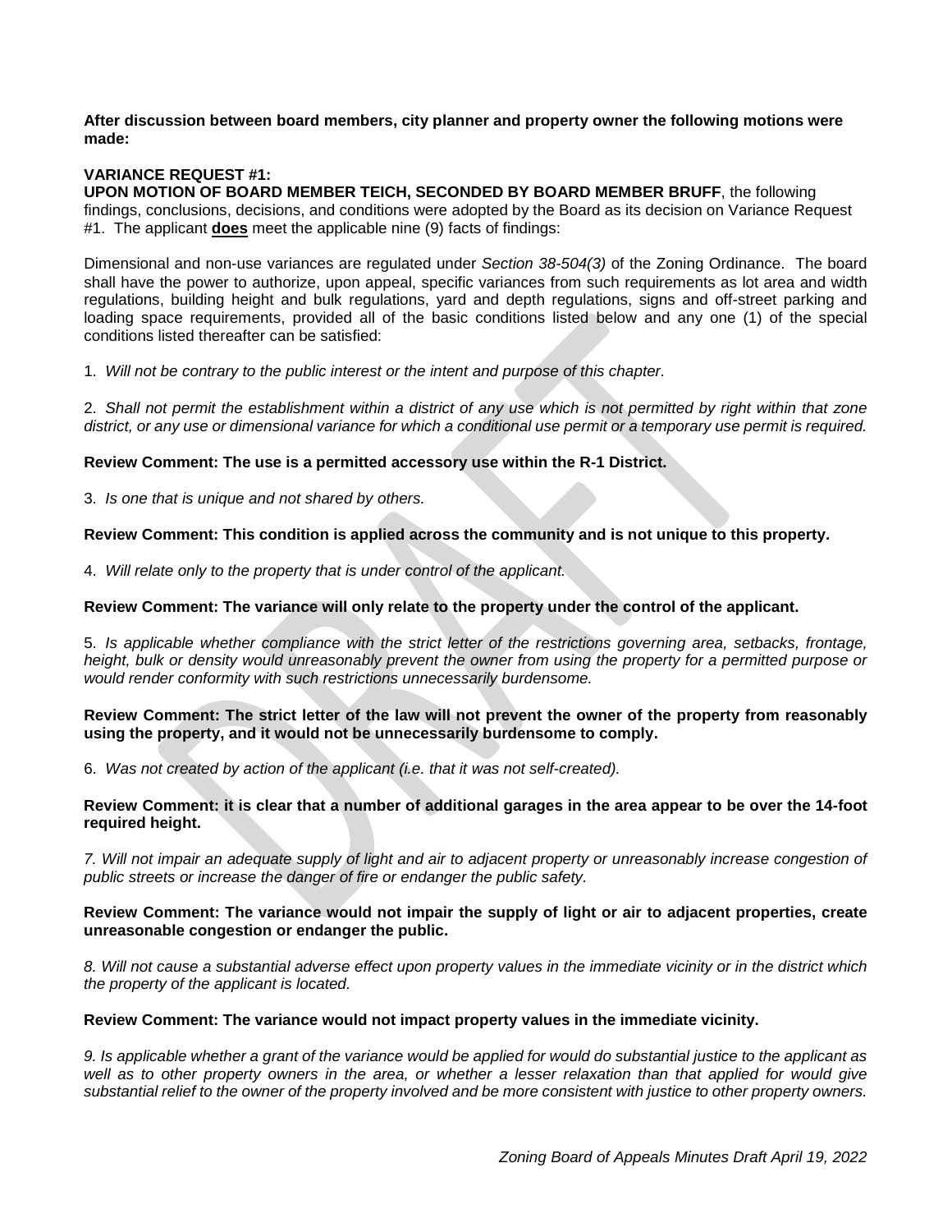**After discussion between board members, city planner and property owner the following motions were made:**

**VARIANCE REQUEST #1:**

**UPON MOTION OF BOARD MEMBER TEICH, SECONDED BY BOARD MEMBER BRUFF**, the following findings, conclusions, decisions, and conditions were adopted by the Board as its decision on Variance Request #1. The applicant **does** meet the applicable nine (9) facts of findings:

Dimensional and non-use variances are regulated under *Section 38-504(3)* of the Zoning Ordinance. The board shall have the power to authorize, upon appeal, specific variances from such requirements as lot area and width regulations, building height and bulk regulations, yard and depth regulations, signs and off-street parking and loading space requirements, provided all of the basic conditions listed below and any one (1) of the special conditions listed thereafter can be satisfied:

1. *Will not be contrary to the public interest or the intent and purpose of this chapter.*

2. *Shall not permit the establishment within a district of any use which is not permitted by right within that zone district, or any use or dimensional variance for which a conditional use permit or a temporary use permit is required.*

**Review Comment: The use is a permitted accessory use within the R-1 District.**

3. *Is one that is unique and not shared by others.*

**Review Comment: This condition is applied across the community and is not unique to this property.**

4. *Will relate only to the property that is under control of the applicant.*

**Review Comment: The variance will only relate to the property under the control of the applicant.**

5. *Is applicable whether compliance with the strict letter of the restrictions governing area, setbacks, frontage, height, bulk or density would unreasonably prevent the owner from using the property for a permitted purpose or would render conformity with such restrictions unnecessarily burdensome.*

**Review Comment: The strict letter of the law will not prevent the owner of the property from reasonably using the property, and it would not be unnecessarily burdensome to comply.**

6. *Was not created by action of the applicant (i.e. that it was not self-created).*

**Review Comment: it is clear that a number of additional garages in the area appear to be over the 14-foot required height.**

*7. Will not impair an adequate supply of light and air to adjacent property or unreasonably increase congestion of public streets or increase the danger of fire or endanger the public safety.*

**Review Comment: The variance would not impair the supply of light or air to adjacent properties, create unreasonable congestion or endanger the public.**

*8. Will not cause a substantial adverse effect upon property values in the immediate vicinity or in the district which the property of the applicant is located.*

**Review Comment: The variance would not impact property values in the immediate vicinity.**

*9. Is applicable whether a grant of the variance would be applied for would do substantial justice to the applicant as well as to other property owners in the area, or whether a lesser relaxation than that applied for would give substantial relief to the owner of the property involved and be more consistent with justice to other property owners.*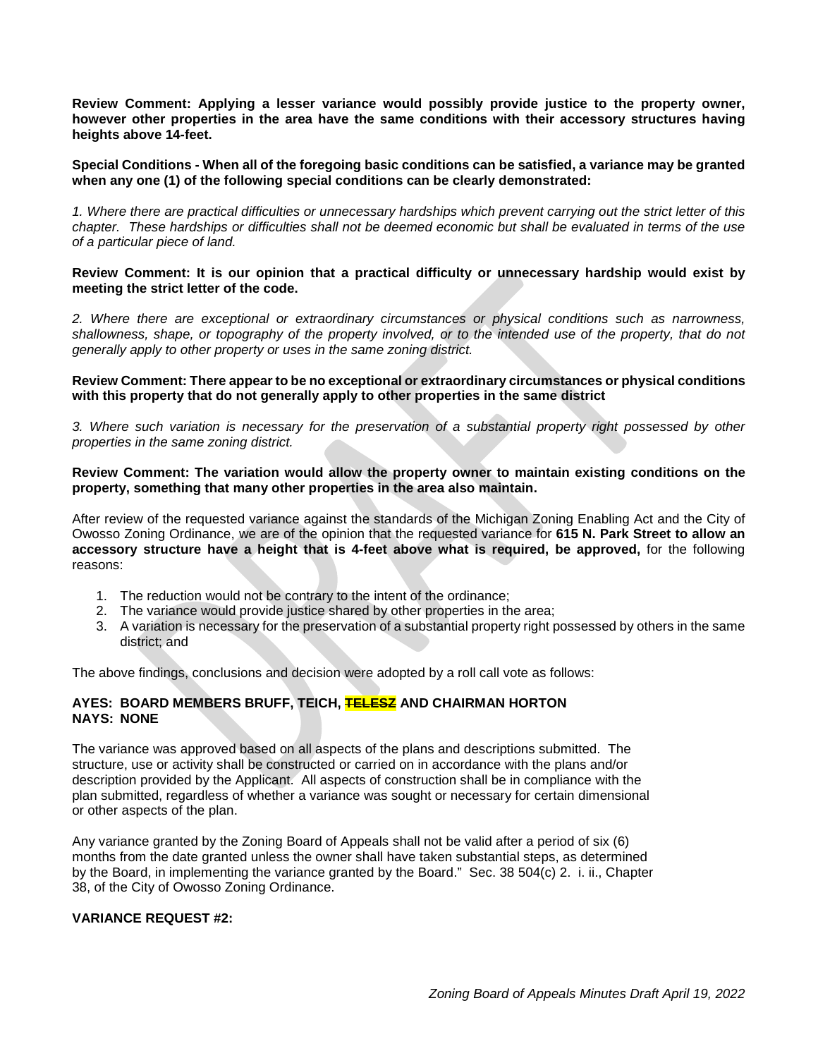**Review Comment: Applying a lesser variance would possibly provide justice to the property owner, however other properties in the area have the same conditions with their accessory structures having heights above 14-feet.**

**Special Conditions - When all of the foregoing basic conditions can be satisfied, a variance may be granted when any one (1) of the following special conditions can be clearly demonstrated:**

*1. Where there are practical difficulties or unnecessary hardships which prevent carrying out the strict letter of this chapter. These hardships or difficulties shall not be deemed economic but shall be evaluated in terms of the use of a particular piece of land.*

**Review Comment: It is our opinion that a practical difficulty or unnecessary hardship would exist by meeting the strict letter of the code.**

*2. Where there are exceptional or extraordinary circumstances or physical conditions such as narrowness, shallowness, shape, or topography of the property involved, or to the intended use of the property, that do not generally apply to other property or uses in the same zoning district.*

**Review Comment: There appear to be no exceptional or extraordinary circumstances or physical conditions with this property that do not generally apply to other properties in the same district**

*3. Where such variation is necessary for the preservation of a substantial property right possessed by other properties in the same zoning district.*

**Review Comment: The variation would allow the property owner to maintain existing conditions on the property, something that many other properties in the area also maintain.**

After review of the requested variance against the standards of the Michigan Zoning Enabling Act and the City of Owosso Zoning Ordinance, we are of the opinion that the requested variance for **615 N. Park Street to allow an accessory structure have a height that is 4-feet above what is required, be approved,** for the following reasons:

1. The reduction would not be contrary to the intent of the ordinance;
2. The variance would provide justice shared by other properties in the area;
3. A variation is necessary for the preservation of a substantial property right possessed by others in the same district; and

The above findings, conclusions and decision were adopted by a roll call vote as follows:

**AYES: BOARD MEMBERS BRUFF, TEICH, ~~TELESZ~~ AND CHAIRMAN HORTON**
**NAYS: NONE**

The variance was approved based on all aspects of the plans and descriptions submitted. The structure, use or activity shall be constructed or carried on in accordance with the plans and/or description provided by the Applicant. All aspects of construction shall be in compliance with the plan submitted, regardless of whether a variance was sought or necessary for certain dimensional or other aspects of the plan.

Any variance granted by the Zoning Board of Appeals shall not be valid after a period of six (6) months from the date granted unless the owner shall have taken substantial steps, as determined by the Board, in implementing the variance granted by the Board." Sec. 38 504(c) 2. i. ii., Chapter 38, of the City of Owosso Zoning Ordinance.

**VARIANCE REQUEST #2:**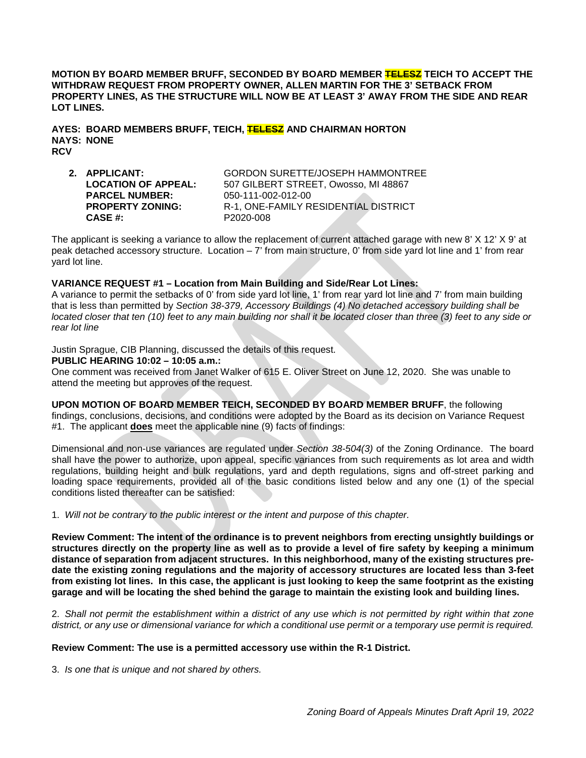**MOTION BY BOARD MEMBER BRUFF, SECONDED BY BOARD MEMBER ~~TELESZ~~ TEICH TO ACCEPT THE WITHDRAW REQUEST FROM PROPERTY OWNER, ALLEN MARTIN FOR THE 3' SETBACK FROM PROPERTY LINES, AS THE STRUCTURE WILL NOW BE AT LEAST 3' AWAY FROM THE SIDE AND REAR LOT LINES.**

**AYES: BOARD MEMBERS BRUFF, TEICH, ~~TELESZ~~ AND CHAIRMAN HORTON**
**NAYS: NONE**
**RCV**

2. **APPLICANT:** GORDON SURETTE/JOSEPH HAMMONTREE
   **LOCATION OF APPEAL:** 507 GILBERT STREET, Owosso, MI 48867
   **PARCEL NUMBER:** 050-111-002-012-00
   **PROPERTY ZONING:** R-1, ONE-FAMILY RESIDENTIAL DISTRICT
   **CASE #:** P2020-008

The applicant is seeking a variance to allow the replacement of current attached garage with new 8' X 12' X 9' at peak detached accessory structure. Location – 7' from main structure, 0' from side yard lot line and 1' from rear yard lot line.

**VARIANCE REQUEST #1 – Location from Main Building and Side/Rear Lot Lines:**
A variance to permit the setbacks of 0' from side yard lot line, 1' from rear yard lot line and 7' from main building that is less than permitted by *Section 38-379, Accessory Buildings (4) No detached accessory building shall be located closer that ten (10) feet to any main building nor shall it be located closer than three (3) feet to any side or rear lot line*

Justin Sprague, CIB Planning, discussed the details of this request.
**PUBLIC HEARING 10:02 – 10:05 a.m.:**
One comment was received from Janet Walker of 615 E. Oliver Street on June 12, 2020. She was unable to attend the meeting but approves of the request.

**UPON MOTION OF BOARD MEMBER TEICH, SECONDED BY BOARD MEMBER BRUFF**, the following findings, conclusions, decisions, and conditions were adopted by the Board as its decision on Variance Request #1. The applicant **does** meet the applicable nine (9) facts of findings:

Dimensional and non-use variances are regulated under *Section 38-504(3)* of the Zoning Ordinance. The board shall have the power to authorize, upon appeal, specific variances from such requirements as lot area and width regulations, building height and bulk regulations, yard and depth regulations, signs and off-street parking and loading space requirements, provided all of the basic conditions listed below and any one (1) of the special conditions listed thereafter can be satisfied:

1. *Will not be contrary to the public interest or the intent and purpose of this chapter.*

**Review Comment: The intent of the ordinance is to prevent neighbors from erecting unsightly buildings or structures directly on the property line as well as to provide a level of fire safety by keeping a minimum distance of separation from adjacent structures. In this neighborhood, many of the existing structures pre-date the existing zoning regulations and the majority of accessory structures are located less than 3-feet from existing lot lines. In this case, the applicant is just looking to keep the same footprint as the existing garage and will be locating the shed behind the garage to maintain the existing look and building lines.**

2. *Shall not permit the establishment within a district of any use which is not permitted by right within that zone district, or any use or dimensional variance for which a conditional use permit or a temporary use permit is required.*

**Review Comment: The use is a permitted accessory use within the R-1 District.**

3. *Is one that is unique and not shared by others.*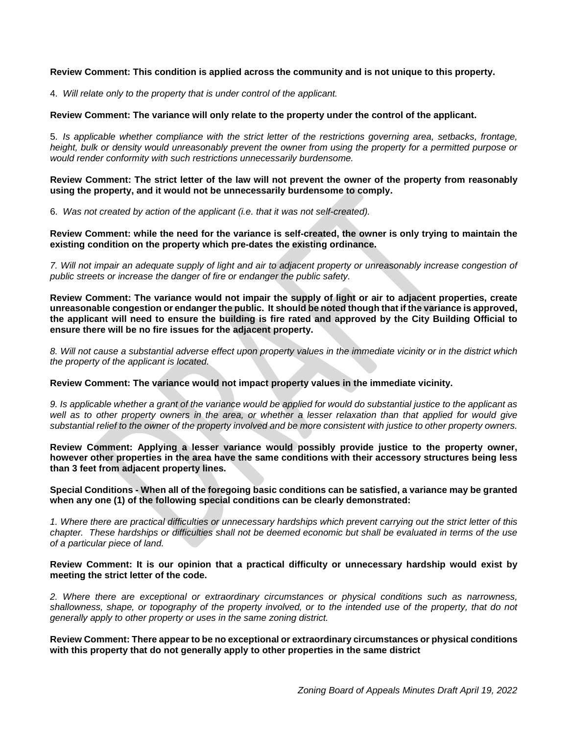**Review Comment: This condition is applied across the community and is not unique to this property.**

4. *Will relate only to the property that is under control of the applicant.*

**Review Comment: The variance will only relate to the property under the control of the applicant.**

5. *Is applicable whether compliance with the strict letter of the restrictions governing area, setbacks, frontage, height, bulk or density would unreasonably prevent the owner from using the property for a permitted purpose or would render conformity with such restrictions unnecessarily burdensome.*

**Review Comment: The strict letter of the law will not prevent the owner of the property from reasonably using the property, and it would not be unnecessarily burdensome to comply.**

6. *Was not created by action of the applicant (i.e. that it was not self-created).*

**Review Comment: while the need for the variance is self-created, the owner is only trying to maintain the existing condition on the property which pre-dates the existing ordinance.**

*7. Will not impair an adequate supply of light and air to adjacent property or unreasonably increase congestion of public streets or increase the danger of fire or endanger the public safety.*

**Review Comment: The variance would not impair the supply of light or air to adjacent properties, create unreasonable congestion or endanger the public. It should be noted though that if the variance is approved, the applicant will need to ensure the building is fire rated and approved by the City Building Official to ensure there will be no fire issues for the adjacent property.**

*8. Will not cause a substantial adverse effect upon property values in the immediate vicinity or in the district which the property of the applicant is located.*

**Review Comment: The variance would not impact property values in the immediate vicinity.**

*9. Is applicable whether a grant of the variance would be applied for would do substantial justice to the applicant as well as to other property owners in the area, or whether a lesser relaxation than that applied for would give substantial relief to the owner of the property involved and be more consistent with justice to other property owners.*

**Review Comment: Applying a lesser variance would possibly provide justice to the property owner, however other properties in the area have the same conditions with their accessory structures being less than 3 feet from adjacent property lines.**

**Special Conditions - When all of the foregoing basic conditions can be satisfied, a variance may be granted when any one (1) of the following special conditions can be clearly demonstrated:**

*1. Where there are practical difficulties or unnecessary hardships which prevent carrying out the strict letter of this chapter. These hardships or difficulties shall not be deemed economic but shall be evaluated in terms of the use of a particular piece of land.*

**Review Comment: It is our opinion that a practical difficulty or unnecessary hardship would exist by meeting the strict letter of the code.**

*2. Where there are exceptional or extraordinary circumstances or physical conditions such as narrowness, shallowness, shape, or topography of the property involved, or to the intended use of the property, that do not generally apply to other property or uses in the same zoning district.*

**Review Comment: There appear to be no exceptional or extraordinary circumstances or physical conditions with this property that do not generally apply to other properties in the same district**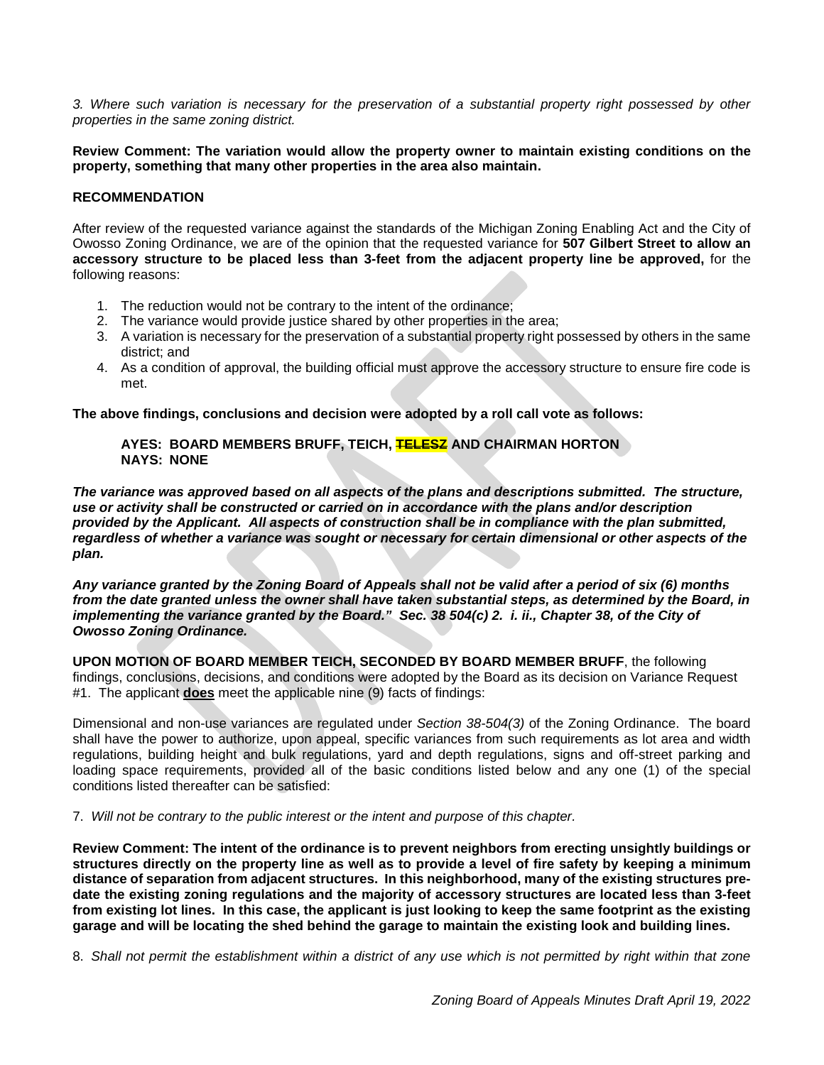*3. Where such variation is necessary for the preservation of a substantial property right possessed by other properties in the same zoning district.*

**Review Comment: The variation would allow the property owner to maintain existing conditions on the property, something that many other properties in the area also maintain.**

**RECOMMENDATION**

After review of the requested variance against the standards of the Michigan Zoning Enabling Act and the City of Owosso Zoning Ordinance, we are of the opinion that the requested variance for **507 Gilbert Street to allow an accessory structure to be placed less than 3-feet from the adjacent property line be approved,** for the following reasons:

1. The reduction would not be contrary to the intent of the ordinance;
2. The variance would provide justice shared by other properties in the area;
3. A variation is necessary for the preservation of a substantial property right possessed by others in the same district; and
4. As a condition of approval, the building official must approve the accessory structure to ensure fire code is met.

**The above findings, conclusions and decision were adopted by a roll call vote as follows:**

**AYES: BOARD MEMBERS BRUFF, TEICH, ~~TELESZ~~ AND CHAIRMAN HORTON**
**NAYS: NONE**

***The variance was approved based on all aspects of the plans and descriptions submitted. The structure, use or activity shall be constructed or carried on in accordance with the plans and/or description provided by the Applicant. All aspects of construction shall be in compliance with the plan submitted, regardless of whether a variance was sought or necessary for certain dimensional or other aspects of the plan.***

***Any variance granted by the Zoning Board of Appeals shall not be valid after a period of six (6) months from the date granted unless the owner shall have taken substantial steps, as determined by the Board, in implementing the variance granted by the Board." Sec. 38 504(c) 2. i. ii., Chapter 38, of the City of Owosso Zoning Ordinance.***

**UPON MOTION OF BOARD MEMBER TEICH, SECONDED BY BOARD MEMBER BRUFF**, the following findings, conclusions, decisions, and conditions were adopted by the Board as its decision on Variance Request #1. The applicant **does** meet the applicable nine (9) facts of findings:

Dimensional and non-use variances are regulated under *Section 38-504(3)* of the Zoning Ordinance. The board shall have the power to authorize, upon appeal, specific variances from such requirements as lot area and width regulations, building height and bulk regulations, yard and depth regulations, signs and off-street parking and loading space requirements, provided all of the basic conditions listed below and any one (1) of the special conditions listed thereafter can be satisfied:

7. *Will not be contrary to the public interest or the intent and purpose of this chapter.*

**Review Comment: The intent of the ordinance is to prevent neighbors from erecting unsightly buildings or structures directly on the property line as well as to provide a level of fire safety by keeping a minimum distance of separation from adjacent structures. In this neighborhood, many of the existing structures pre-date the existing zoning regulations and the majority of accessory structures are located less than 3-feet from existing lot lines. In this case, the applicant is just looking to keep the same footprint as the existing garage and will be locating the shed behind the garage to maintain the existing look and building lines.**

8. *Shall not permit the establishment within a district of any use which is not permitted by right within that zone*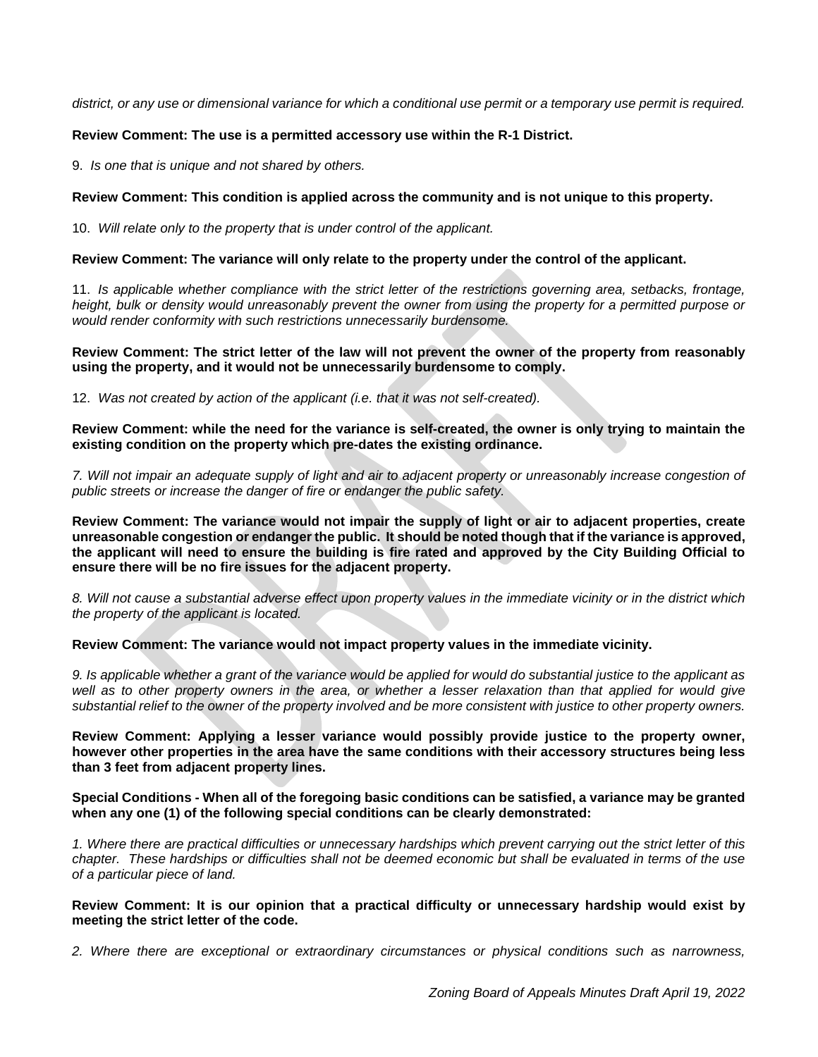*district, or any use or dimensional variance for which a conditional use permit or a temporary use permit is required.*

**Review Comment: The use is a permitted accessory use within the R-1 District.**

9. *Is one that is unique and not shared by others.*

**Review Comment: This condition is applied across the community and is not unique to this property.**

10. *Will relate only to the property that is under control of the applicant.*

**Review Comment: The variance will only relate to the property under the control of the applicant.**

11. *Is applicable whether compliance with the strict letter of the restrictions governing area, setbacks, frontage, height, bulk or density would unreasonably prevent the owner from using the property for a permitted purpose or would render conformity with such restrictions unnecessarily burdensome.*

**Review Comment: The strict letter of the law will not prevent the owner of the property from reasonably using the property, and it would not be unnecessarily burdensome to comply.**

12. *Was not created by action of the applicant (i.e. that it was not self-created).*

**Review Comment: while the need for the variance is self-created, the owner is only trying to maintain the existing condition on the property which pre-dates the existing ordinance.**

*7. Will not impair an adequate supply of light and air to adjacent property or unreasonably increase congestion of public streets or increase the danger of fire or endanger the public safety.*

**Review Comment: The variance would not impair the supply of light or air to adjacent properties, create unreasonable congestion or endanger the public. It should be noted though that if the variance is approved, the applicant will need to ensure the building is fire rated and approved by the City Building Official to ensure there will be no fire issues for the adjacent property.**

*8. Will not cause a substantial adverse effect upon property values in the immediate vicinity or in the district which the property of the applicant is located.*

**Review Comment: The variance would not impact property values in the immediate vicinity.**

*9. Is applicable whether a grant of the variance would be applied for would do substantial justice to the applicant as well as to other property owners in the area, or whether a lesser relaxation than that applied for would give substantial relief to the owner of the property involved and be more consistent with justice to other property owners.*

**Review Comment: Applying a lesser variance would possibly provide justice to the property owner, however other properties in the area have the same conditions with their accessory structures being less than 3 feet from adjacent property lines.**

**Special Conditions - When all of the foregoing basic conditions can be satisfied, a variance may be granted when any one (1) of the following special conditions can be clearly demonstrated:**

*1. Where there are practical difficulties or unnecessary hardships which prevent carrying out the strict letter of this chapter. These hardships or difficulties shall not be deemed economic but shall be evaluated in terms of the use of a particular piece of land.*

**Review Comment: It is our opinion that a practical difficulty or unnecessary hardship would exist by meeting the strict letter of the code.**

*2. Where there are exceptional or extraordinary circumstances or physical conditions such as narrowness,*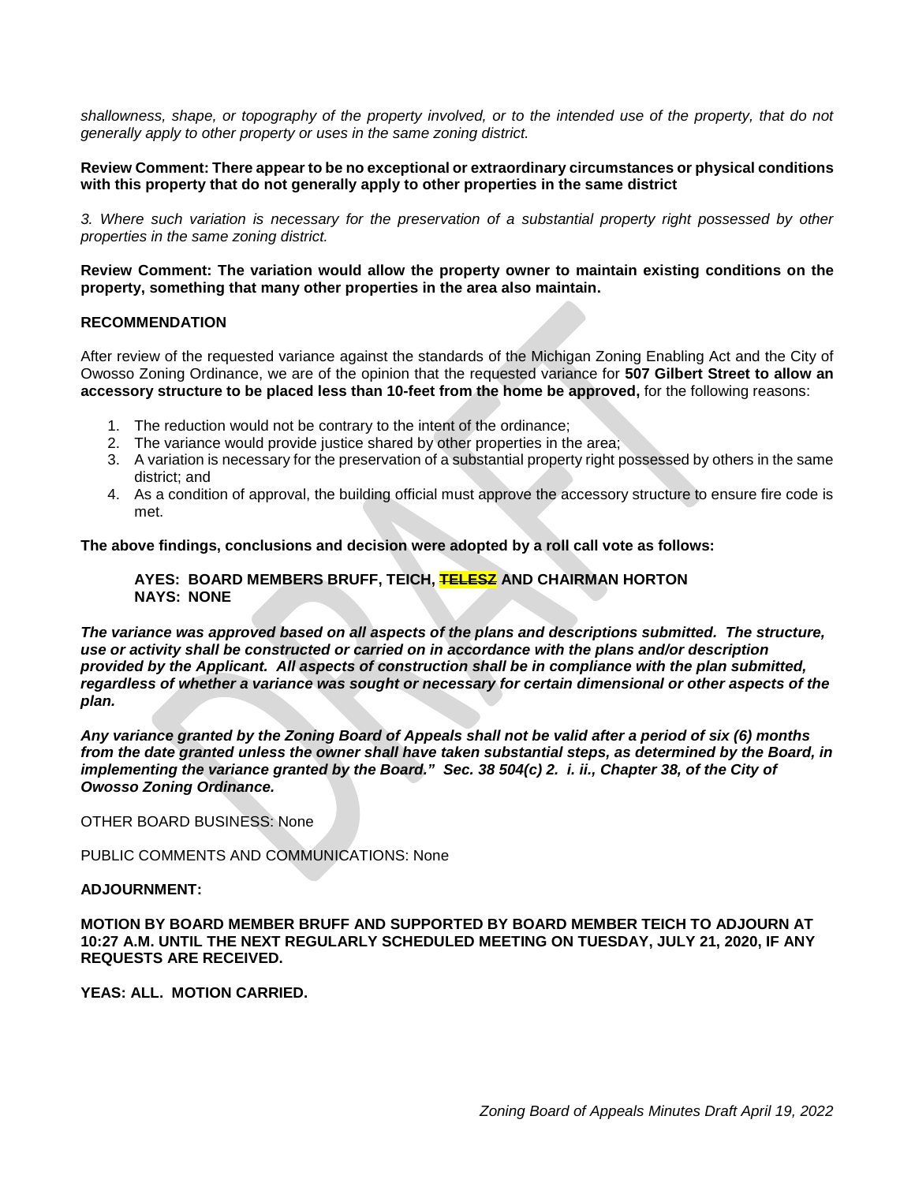*shallowness, shape, or topography of the property involved, or to the intended use of the property, that do not generally apply to other property or uses in the same zoning district.*

**Review Comment: There appear to be no exceptional or extraordinary circumstances or physical conditions with this property that do not generally apply to other properties in the same district**

*3. Where such variation is necessary for the preservation of a substantial property right possessed by other properties in the same zoning district.*

**Review Comment: The variation would allow the property owner to maintain existing conditions on the property, something that many other properties in the area also maintain.**

**RECOMMENDATION**

After review of the requested variance against the standards of the Michigan Zoning Enabling Act and the City of Owosso Zoning Ordinance, we are of the opinion that the requested variance for **507 Gilbert Street to allow an accessory structure to be placed less than 10-feet from the home be approved,** for the following reasons:

1. The reduction would not be contrary to the intent of the ordinance;
2. The variance would provide justice shared by other properties in the area;
3. A variation is necessary for the preservation of a substantial property right possessed by others in the same district; and
4. As a condition of approval, the building official must approve the accessory structure to ensure fire code is met.

**The above findings, conclusions and decision were adopted by a roll call vote as follows:**

**AYES: BOARD MEMBERS BRUFF, TEICH, ~~TELESZ~~ AND CHAIRMAN HORTON**
**NAYS: NONE**

***The variance was approved based on all aspects of the plans and descriptions submitted. The structure, use or activity shall be constructed or carried on in accordance with the plans and/or description provided by the Applicant. All aspects of construction shall be in compliance with the plan submitted, regardless of whether a variance was sought or necessary for certain dimensional or other aspects of the plan.***

***Any variance granted by the Zoning Board of Appeals shall not be valid after a period of six (6) months from the date granted unless the owner shall have taken substantial steps, as determined by the Board, in implementing the variance granted by the Board." Sec. 38 504(c) 2. i. ii., Chapter 38, of the City of Owosso Zoning Ordinance.***

OTHER BOARD BUSINESS: None

PUBLIC COMMENTS AND COMMUNICATIONS: None

**ADJOURNMENT:**

**MOTION BY BOARD MEMBER BRUFF AND SUPPORTED BY BOARD MEMBER TEICH TO ADJOURN AT 10:27 A.M. UNTIL THE NEXT REGULARLY SCHEDULED MEETING ON TUESDAY, JULY 21, 2020, IF ANY REQUESTS ARE RECEIVED.**

**YEAS: ALL. MOTION CARRIED.**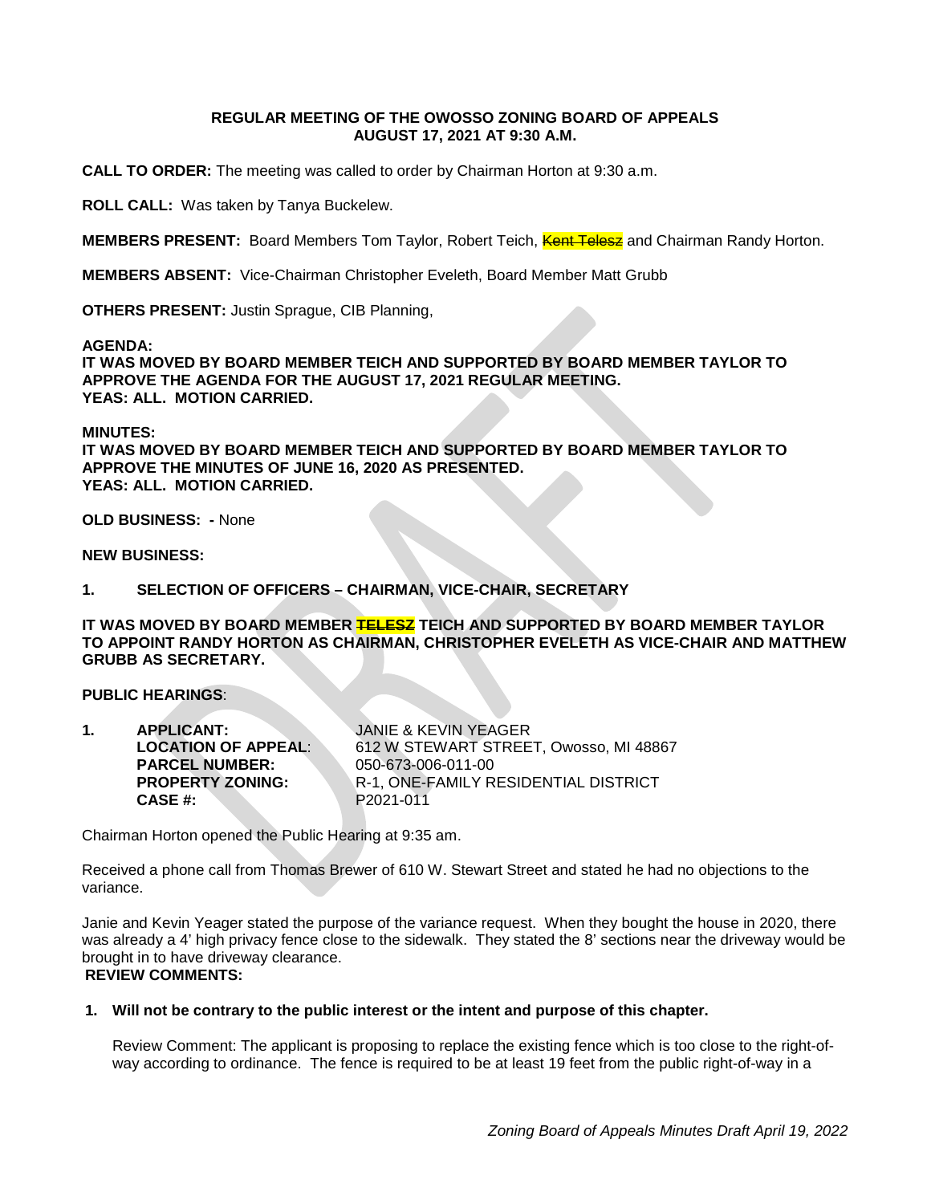**REGULAR MEETING OF THE OWOSSO ZONING BOARD OF APPEALS**
**AUGUST 17, 2021 AT 9:30 A.M.**

**CALL TO ORDER:** The meeting was called to order by Chairman Horton at 9:30 a.m.

**ROLL CALL:** Was taken by Tanya Buckelew.

**MEMBERS PRESENT:** Board Members Tom Taylor, Robert Teich, ~~Kent Telesz~~ and Chairman Randy Horton.

**MEMBERS ABSENT:** Vice-Chairman Christopher Eveleth, Board Member Matt Grubb

**OTHERS PRESENT:** Justin Sprague, CIB Planning,

**AGENDA:**
**IT WAS MOVED BY BOARD MEMBER TEICH AND SUPPORTED BY BOARD MEMBER TAYLOR TO APPROVE THE AGENDA FOR THE AUGUST 17, 2021 REGULAR MEETING.**
**YEAS: ALL. MOTION CARRIED.**

**MINUTES:**
**IT WAS MOVED BY BOARD MEMBER TEICH AND SUPPORTED BY BOARD MEMBER TAYLOR TO APPROVE THE MINUTES OF JUNE 16, 2020 AS PRESENTED.**
**YEAS: ALL. MOTION CARRIED.**

**OLD BUSINESS: -** None

**NEW BUSINESS:**

**1. SELECTION OF OFFICERS – CHAIRMAN, VICE-CHAIR, SECRETARY**

**IT WAS MOVED BY BOARD MEMBER ~~TELESZ~~ TEICH AND SUPPORTED BY BOARD MEMBER TAYLOR TO APPOINT RANDY HORTON AS CHAIRMAN, CHRISTOPHER EVELETH AS VICE-CHAIR AND MATTHEW GRUBB AS SECRETARY.**

**PUBLIC HEARINGS**:

**1. APPLICANT:** JANIE & KEVIN YEAGER
**LOCATION OF APPEAL**: 612 W STEWART STREET, Owosso, MI 48867
**PARCEL NUMBER:** 050-673-006-011-00
**PROPERTY ZONING:** R-1, ONE-FAMILY RESIDENTIAL DISTRICT
**CASE #:** P2021-011

Chairman Horton opened the Public Hearing at 9:35 am.

Received a phone call from Thomas Brewer of 610 W. Stewart Street and stated he had no objections to the variance.

Janie and Kevin Yeager stated the purpose of the variance request. When they bought the house in 2020, there was already a 4' high privacy fence close to the sidewalk. They stated the 8' sections near the driveway would be brought in to have driveway clearance.

**REVIEW COMMENTS:**

**1. Will not be contrary to the public interest or the intent and purpose of this chapter.**

Review Comment: The applicant is proposing to replace the existing fence which is too close to the right-of-way according to ordinance. The fence is required to be at least 19 feet from the public right-of-way in a

*Zoning Board of Appeals Minutes Draft April 19, 2022*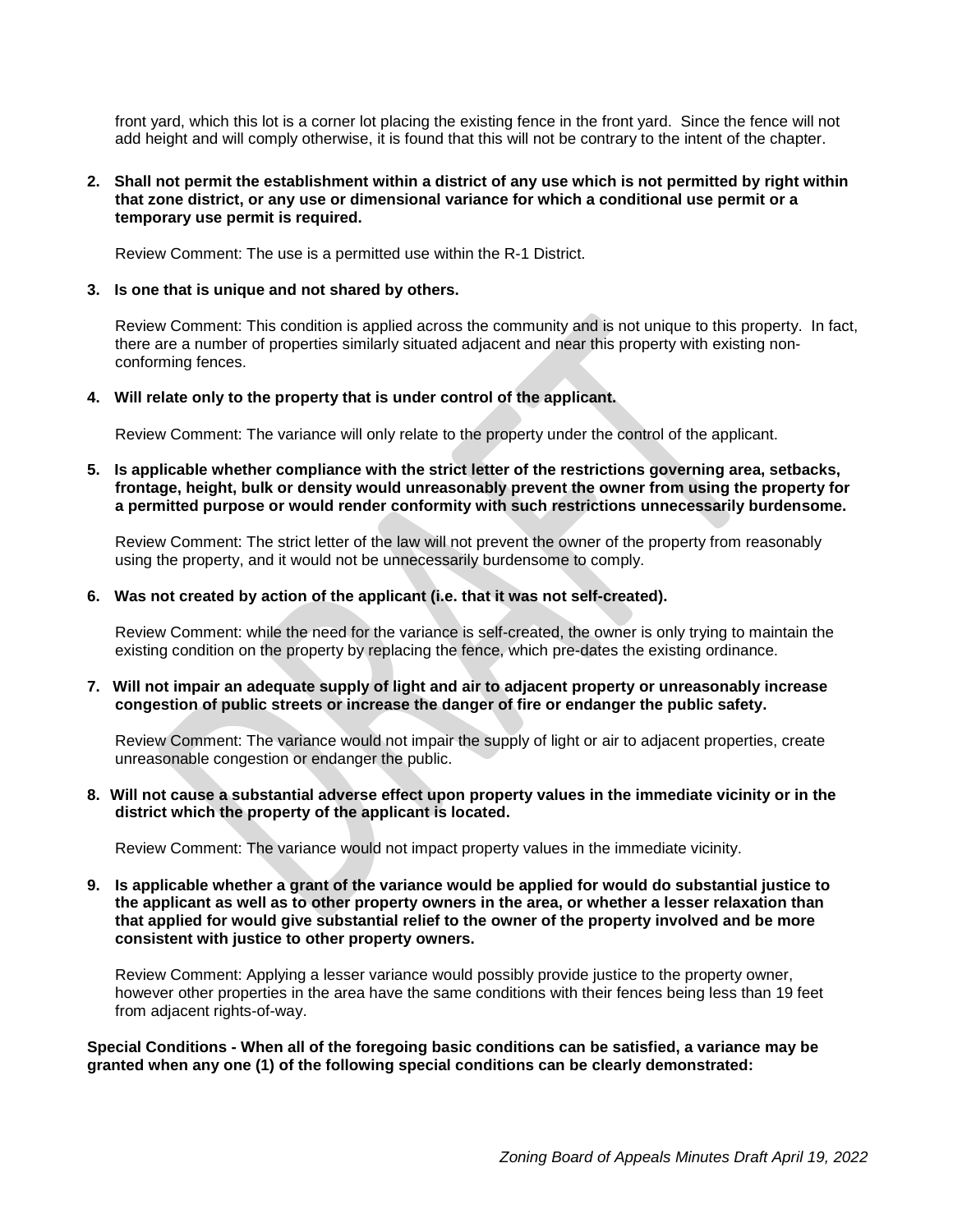front yard, which this lot is a corner lot placing the existing fence in the front yard. Since the fence will not add height and will comply otherwise, it is found that this will not be contrary to the intent of the chapter.

**2. Shall not permit the establishment within a district of any use which is not permitted by right within that zone district, or any use or dimensional variance for which a conditional use permit or a temporary use permit is required.**

Review Comment: The use is a permitted use within the R-1 District.

**3. Is one that is unique and not shared by others.**

Review Comment: This condition is applied across the community and is not unique to this property. In fact, there are a number of properties similarly situated adjacent and near this property with existing non-conforming fences.

**4. Will relate only to the property that is under control of the applicant.**

Review Comment: The variance will only relate to the property under the control of the applicant.

**5. Is applicable whether compliance with the strict letter of the restrictions governing area, setbacks, frontage, height, bulk or density would unreasonably prevent the owner from using the property for a permitted purpose or would render conformity with such restrictions unnecessarily burdensome.**

Review Comment: The strict letter of the law will not prevent the owner of the property from reasonably using the property, and it would not be unnecessarily burdensome to comply.

**6. Was not created by action of the applicant (i.e. that it was not self-created).**

Review Comment: while the need for the variance is self-created, the owner is only trying to maintain the existing condition on the property by replacing the fence, which pre-dates the existing ordinance.

**7. Will not impair an adequate supply of light and air to adjacent property or unreasonably increase congestion of public streets or increase the danger of fire or endanger the public safety.**

Review Comment: The variance would not impair the supply of light or air to adjacent properties, create unreasonable congestion or endanger the public.

**8. Will not cause a substantial adverse effect upon property values in the immediate vicinity or in the district which the property of the applicant is located.**

Review Comment: The variance would not impact property values in the immediate vicinity.

**9. Is applicable whether a grant of the variance would be applied for would do substantial justice to the applicant as well as to other property owners in the area, or whether a lesser relaxation than that applied for would give substantial relief to the owner of the property involved and be more consistent with justice to other property owners.**

Review Comment: Applying a lesser variance would possibly provide justice to the property owner, however other properties in the area have the same conditions with their fences being less than 19 feet from adjacent rights-of-way.

**Special Conditions - When all of the foregoing basic conditions can be satisfied, a variance may be granted when any one (1) of the following special conditions can be clearly demonstrated:**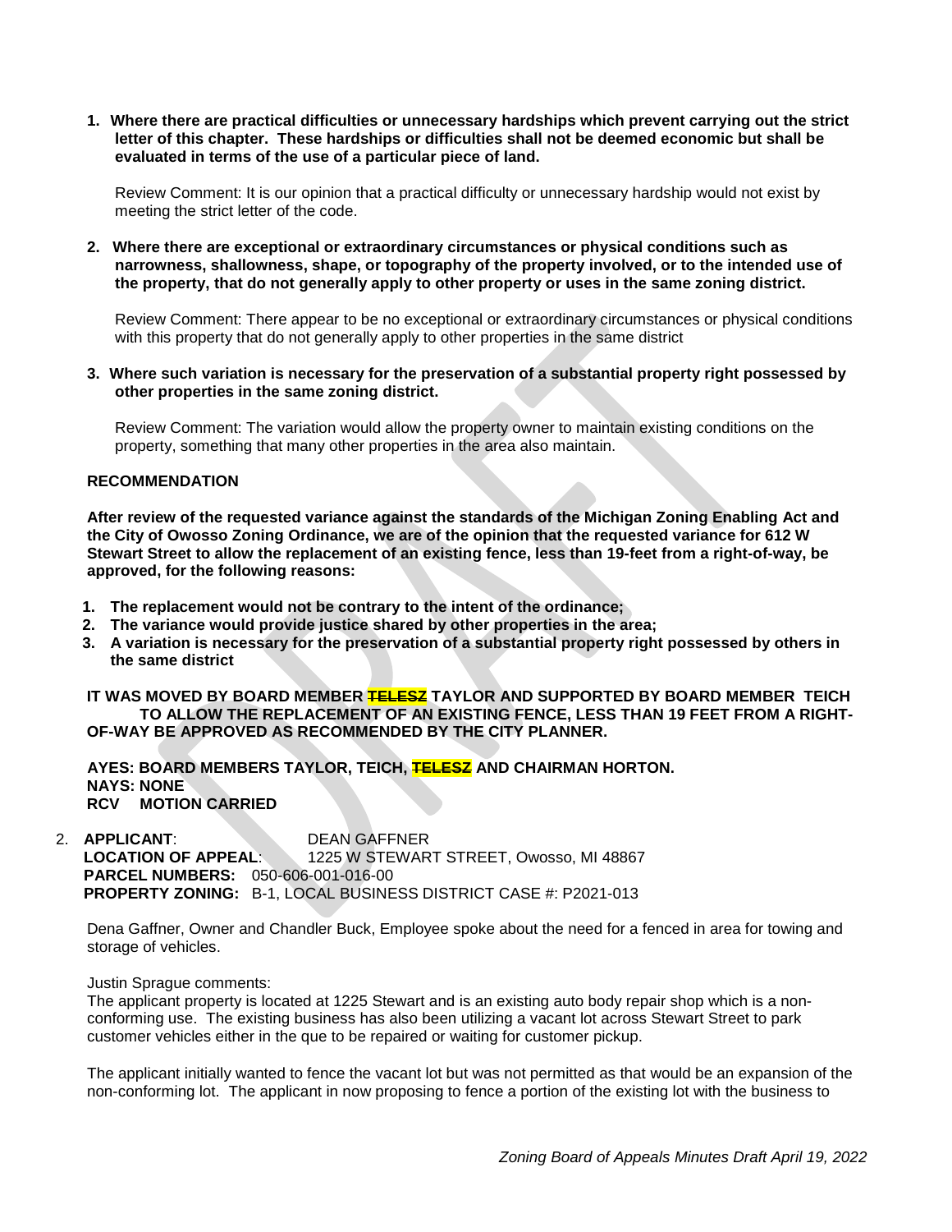1. **Where there are practical difficulties or unnecessary hardships which prevent carrying out the strict letter of this chapter. These hardships or difficulties shall not be deemed economic but shall be evaluated in terms of the use of a particular piece of land.**

   Review Comment: It is our opinion that a practical difficulty or unnecessary hardship would not exist by meeting the strict letter of the code.

2. **Where there are exceptional or extraordinary circumstances or physical conditions such as narrowness, shallowness, shape, or topography of the property involved, or to the intended use of the property, that do not generally apply to other property or uses in the same zoning district.**

   Review Comment: There appear to be no exceptional or extraordinary circumstances or physical conditions with this property that do not generally apply to other properties in the same district

3. **Where such variation is necessary for the preservation of a substantial property right possessed by other properties in the same zoning district.**

   Review Comment: The variation would allow the property owner to maintain existing conditions on the property, something that many other properties in the area also maintain.

**RECOMMENDATION**

**After review of the requested variance against the standards of the Michigan Zoning Enabling Act and the City of Owosso Zoning Ordinance, we are of the opinion that the requested variance for 612 W Stewart Street to allow the replacement of an existing fence, less than 19-feet from a right-of-way, be approved, for the following reasons:**

1. **The replacement would not be contrary to the intent of the ordinance;**
2. **The variance would provide justice shared by other properties in the area;**
3. **A variation is necessary for the preservation of a substantial property right possessed by others in the same district**

**IT WAS MOVED BY BOARD MEMBER ~~TELESZ~~ TAYLOR AND SUPPORTED BY BOARD MEMBER TEICH TO ALLOW THE REPLACEMENT OF AN EXISTING FENCE, LESS THAN 19 FEET FROM A RIGHT-OF-WAY BE APPROVED AS RECOMMENDED BY THE CITY PLANNER.**

**AYES: BOARD MEMBERS TAYLOR, TEICH, ~~TELESZ~~ AND CHAIRMAN HORTON.**
**NAYS: NONE**
**RCV MOTION CARRIED**

2. **APPLICANT**: DEAN GAFFNER
   **LOCATION OF APPEAL**: 1225 W STEWART STREET, Owosso, MI 48867
   **PARCEL NUMBERS:** 050-606-001-016-00
   **PROPERTY ZONING:** B-1, LOCAL BUSINESS DISTRICT CASE #: P2021-013

Dena Gaffner, Owner and Chandler Buck, Employee spoke about the need for a fenced in area for towing and storage of vehicles.

Justin Sprague comments:
The applicant property is located at 1225 Stewart and is an existing auto body repair shop which is a non-conforming use. The existing business has also been utilizing a vacant lot across Stewart Street to park customer vehicles either in the que to be repaired or waiting for customer pickup.

The applicant initially wanted to fence the vacant lot but was not permitted as that would be an expansion of the non-conforming lot. The applicant in now proposing to fence a portion of the existing lot with the business to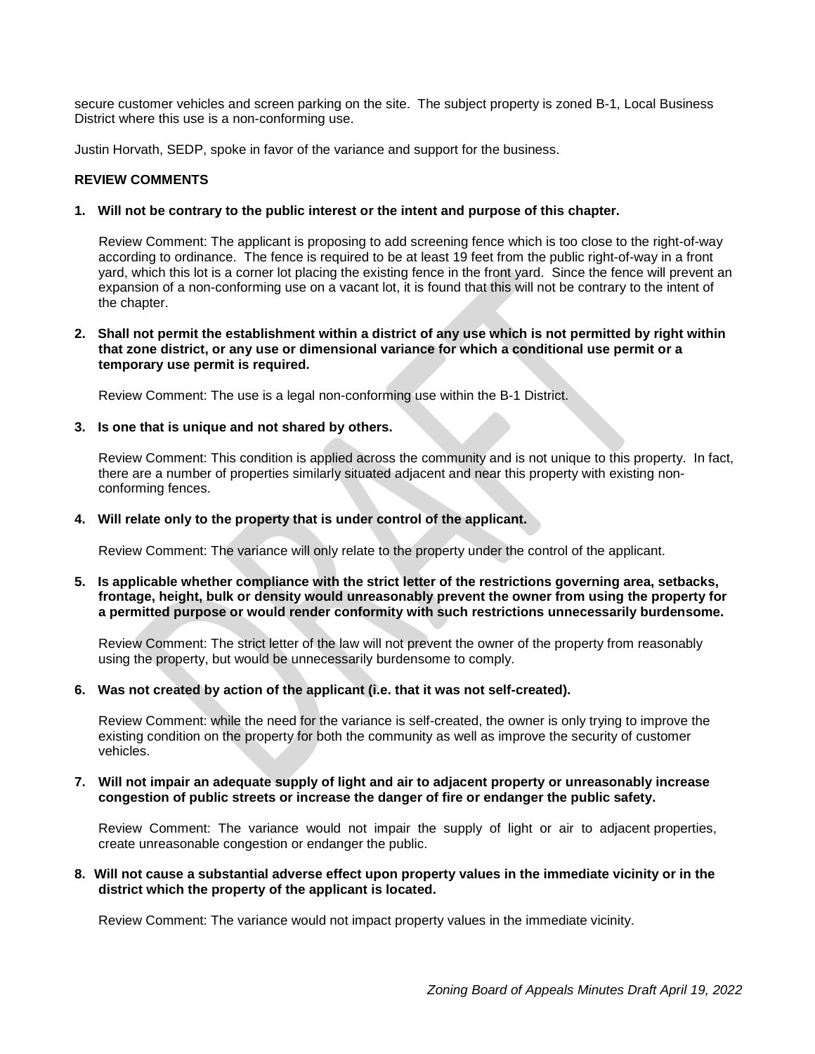secure customer vehicles and screen parking on the site. The subject property is zoned B-1, Local Business District where this use is a non-conforming use.

Justin Horvath, SEDP, spoke in favor of the variance and support for the business.

**REVIEW COMMENTS**

**1. Will not be contrary to the public interest or the intent and purpose of this chapter.**

Review Comment: The applicant is proposing to add screening fence which is too close to the right-of-way according to ordinance. The fence is required to be at least 19 feet from the public right-of-way in a front yard, which this lot is a corner lot placing the existing fence in the front yard. Since the fence will prevent an expansion of a non-conforming use on a vacant lot, it is found that this will not be contrary to the intent of the chapter.

**2. Shall not permit the establishment within a district of any use which is not permitted by right within that zone district, or any use or dimensional variance for which a conditional use permit or a temporary use permit is required.**

Review Comment: The use is a legal non-conforming use within the B-1 District.

**3. Is one that is unique and not shared by others.**

Review Comment: This condition is applied across the community and is not unique to this property. In fact, there are a number of properties similarly situated adjacent and near this property with existing non-conforming fences.

**4. Will relate only to the property that is under control of the applicant.**

Review Comment: The variance will only relate to the property under the control of the applicant.

**5. Is applicable whether compliance with the strict letter of the restrictions governing area, setbacks, frontage, height, bulk or density would unreasonably prevent the owner from using the property for a permitted purpose or would render conformity with such restrictions unnecessarily burdensome.**

Review Comment: The strict letter of the law will not prevent the owner of the property from reasonably using the property, but would be unnecessarily burdensome to comply.

**6. Was not created by action of the applicant (i.e. that it was not self-created).**

Review Comment: while the need for the variance is self-created, the owner is only trying to improve the existing condition on the property for both the community as well as improve the security of customer vehicles.

**7. Will not impair an adequate supply of light and air to adjacent property or unreasonably increase congestion of public streets or increase the danger of fire or endanger the public safety.**

Review Comment: The variance would not impair the supply of light or air to adjacent properties, create unreasonable congestion or endanger the public.

**8. Will not cause a substantial adverse effect upon property values in the immediate vicinity or in the district which the property of the applicant is located.**

Review Comment: The variance would not impact property values in the immediate vicinity.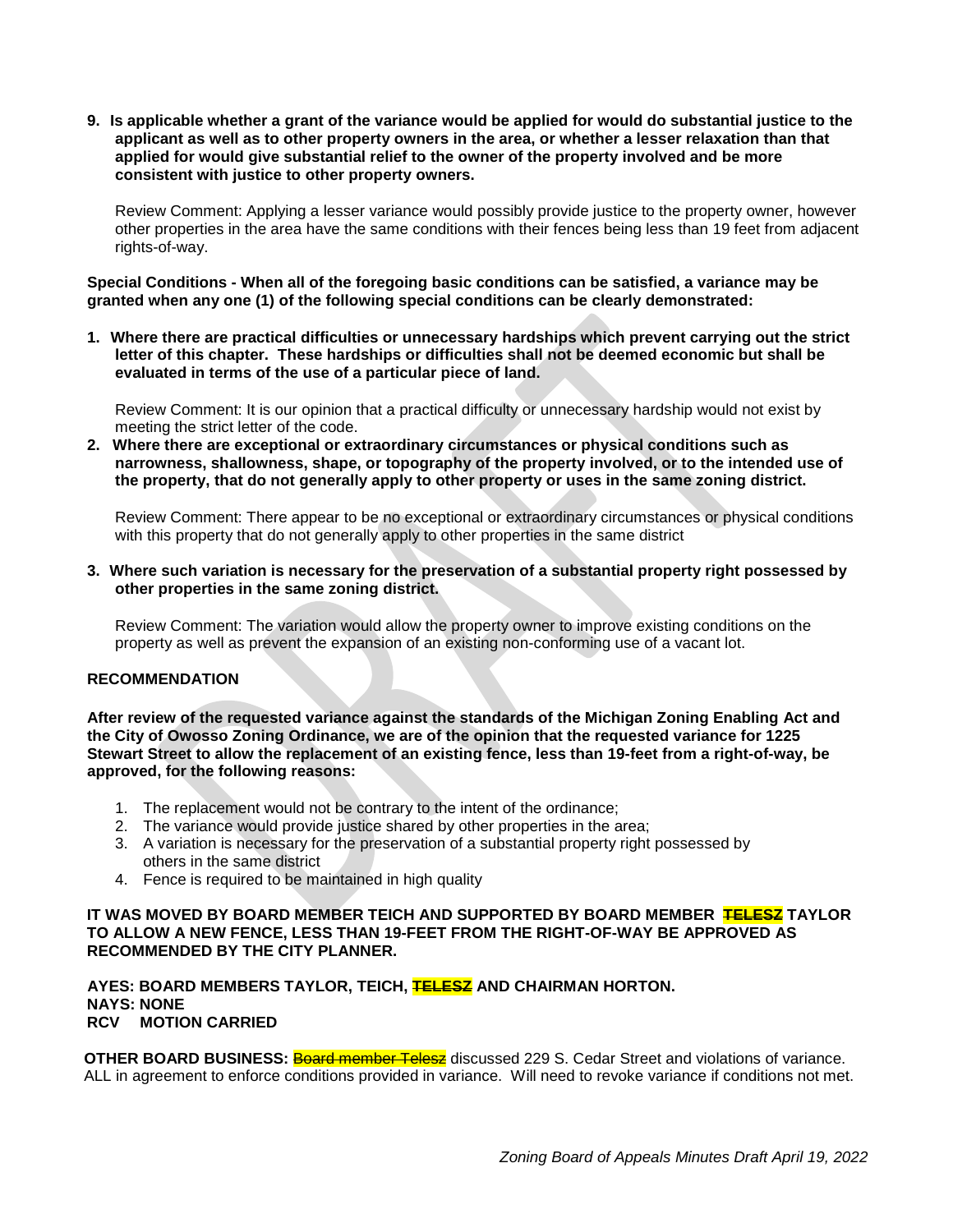**9. Is applicable whether a grant of the variance would be applied for would do substantial justice to the applicant as well as to other property owners in the area, or whether a lesser relaxation than that applied for would give substantial relief to the owner of the property involved and be more consistent with justice to other property owners.**

Review Comment: Applying a lesser variance would possibly provide justice to the property owner, however other properties in the area have the same conditions with their fences being less than 19 feet from adjacent rights-of-way.

**Special Conditions - When all of the foregoing basic conditions can be satisfied, a variance may be granted when any one (1) of the following special conditions can be clearly demonstrated:**

**1. Where there are practical difficulties or unnecessary hardships which prevent carrying out the strict letter of this chapter. These hardships or difficulties shall not be deemed economic but shall be evaluated in terms of the use of a particular piece of land.**

Review Comment: It is our opinion that a practical difficulty or unnecessary hardship would not exist by meeting the strict letter of the code.

**2. Where there are exceptional or extraordinary circumstances or physical conditions such as narrowness, shallowness, shape, or topography of the property involved, or to the intended use of the property, that do not generally apply to other property or uses in the same zoning district.**

Review Comment: There appear to be no exceptional or extraordinary circumstances or physical conditions with this property that do not generally apply to other properties in the same district

**3. Where such variation is necessary for the preservation of a substantial property right possessed by other properties in the same zoning district.**

Review Comment: The variation would allow the property owner to improve existing conditions on the property as well as prevent the expansion of an existing non-conforming use of a vacant lot.

**RECOMMENDATION**

**After review of the requested variance against the standards of the Michigan Zoning Enabling Act and the City of Owosso Zoning Ordinance, we are of the opinion that the requested variance for 1225 Stewart Street to allow the replacement of an existing fence, less than 19-feet from a right-of-way, be approved, for the following reasons:**

1. The replacement would not be contrary to the intent of the ordinance;
2. The variance would provide justice shared by other properties in the area;
3. A variation is necessary for the preservation of a substantial property right possessed by others in the same district
4. Fence is required to be maintained in high quality

**IT WAS MOVED BY BOARD MEMBER TEICH AND SUPPORTED BY BOARD MEMBER ~~TELESZ~~ TAYLOR TO ALLOW A NEW FENCE, LESS THAN 19-FEET FROM THE RIGHT-OF-WAY BE APPROVED AS RECOMMENDED BY THE CITY PLANNER.**

**AYES: BOARD MEMBERS TAYLOR, TEICH, ~~TELESZ~~ AND CHAIRMAN HORTON.**
**NAYS: NONE**
**RCV MOTION CARRIED**

**OTHER BOARD BUSINESS:** ~~Board member Telesz~~ discussed 229 S. Cedar Street and violations of variance. ALL in agreement to enforce conditions provided in variance. Will need to revoke variance if conditions not met.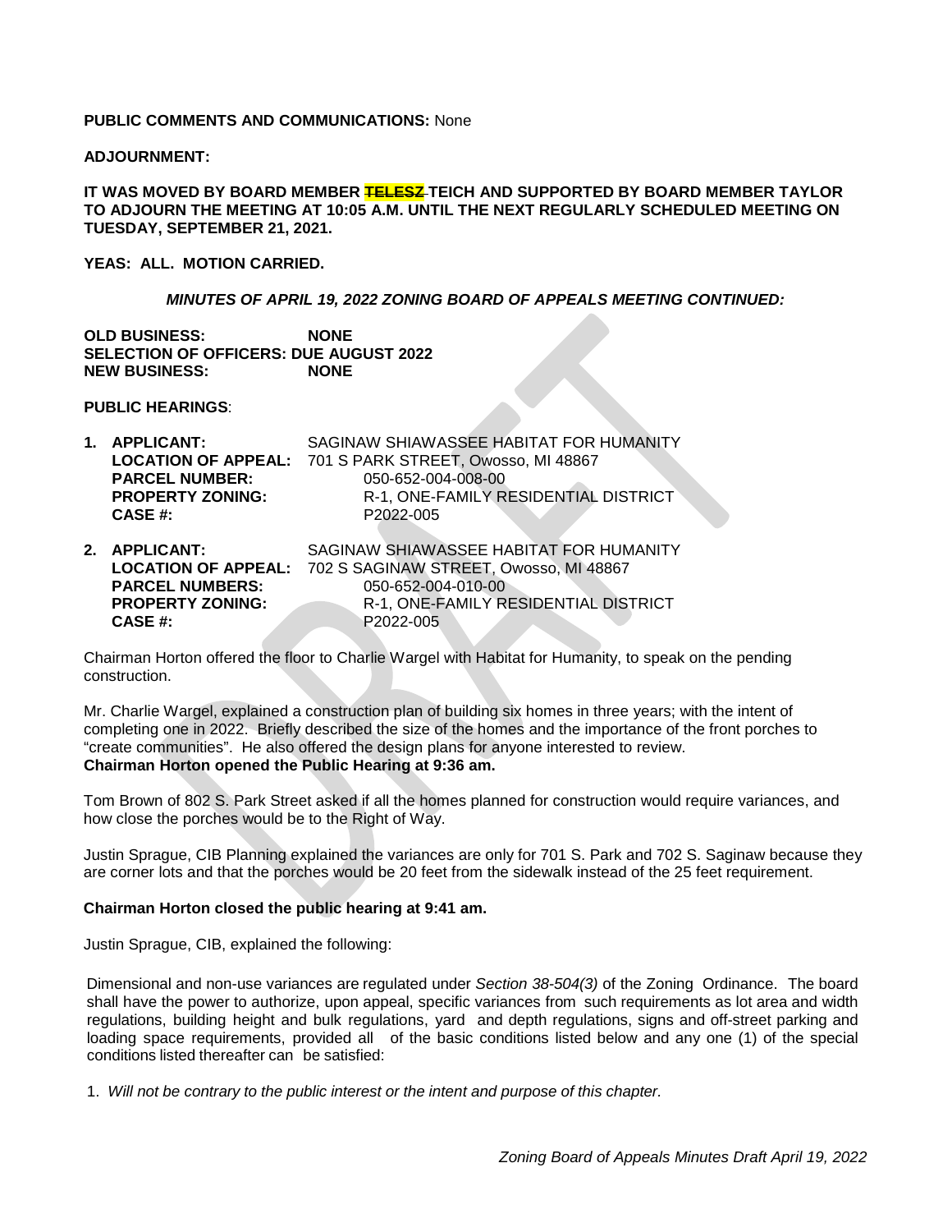**PUBLIC COMMENTS AND COMMUNICATIONS:** None

**ADJOURNMENT:**

**IT WAS MOVED BY BOARD MEMBER ~~TELESZ~~ TEICH AND SUPPORTED BY BOARD MEMBER TAYLOR TO ADJOURN THE MEETING AT 10:05 A.M. UNTIL THE NEXT REGULARLY SCHEDULED MEETING ON TUESDAY, SEPTEMBER 21, 2021.**

**YEAS: ALL. MOTION CARRIED.**

***MINUTES OF APRIL 19, 2022 ZONING BOARD OF APPEALS MEETING CONTINUED:***

**OLD BUSINESS:** **NONE**
**SELECTION OF OFFICERS: DUE AUGUST 2022**
**NEW BUSINESS:** **NONE**

**PUBLIC HEARINGS**:

1. **APPLICANT:** SAGINAW SHIAWASSEE HABITAT FOR HUMANITY
   **LOCATION OF APPEAL:** 701 S PARK STREET, Owosso, MI 48867
   **PARCEL NUMBER:** 050-652-004-008-00
   **PROPERTY ZONING:** R-1, ONE-FAMILY RESIDENTIAL DISTRICT
   **CASE #:** P2022-005

2. **APPLICANT:** SAGINAW SHIAWASSEE HABITAT FOR HUMANITY
   **LOCATION OF APPEAL:** 702 S SAGINAW STREET, Owosso, MI 48867
   **PARCEL NUMBERS:** 050-652-004-010-00
   **PROPERTY ZONING:** R-1, ONE-FAMILY RESIDENTIAL DISTRICT
   **CASE #:** P2022-005

Chairman Horton offered the floor to Charlie Wargel with Habitat for Humanity, to speak on the pending construction.

Mr. Charlie Wargel, explained a construction plan of building six homes in three years; with the intent of completing one in 2022. Briefly described the size of the homes and the importance of the front porches to "create communities". He also offered the design plans for anyone interested to review.
**Chairman Horton opened the Public Hearing at 9:36 am.**

Tom Brown of 802 S. Park Street asked if all the homes planned for construction would require variances, and how close the porches would be to the Right of Way.

Justin Sprague, CIB Planning explained the variances are only for 701 S. Park and 702 S. Saginaw because they are corner lots and that the porches would be 20 feet from the sidewalk instead of the 25 feet requirement.

**Chairman Horton closed the public hearing at 9:41 am.**

Justin Sprague, CIB, explained the following:

Dimensional and non-use variances are regulated under *Section 38-504(3)* of the Zoning Ordinance. The board shall have the power to authorize, upon appeal, specific variances from such requirements as lot area and width regulations, building height and bulk regulations, yard and depth regulations, signs and off-street parking and loading space requirements, provided all of the basic conditions listed below and any one (1) of the special conditions listed thereafter can be satisfied:

1. *Will not be contrary to the public interest or the intent and purpose of this chapter.*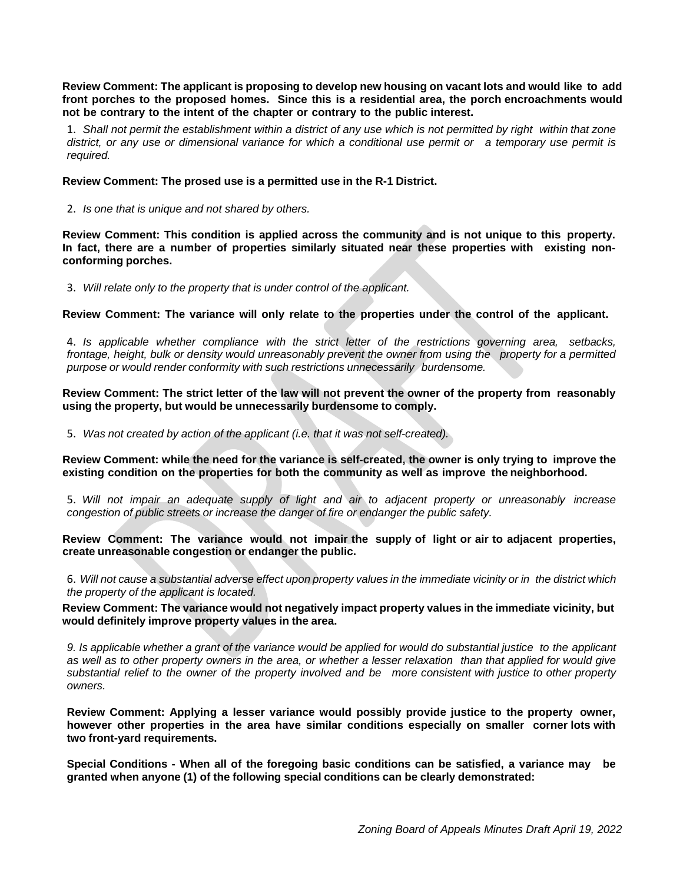**Review Comment: The applicant is proposing to develop new housing on vacant lots and would like to add front porches to the proposed homes. Since this is a residential area, the porch encroachments would not be contrary to the intent of the chapter or contrary to the public interest.**

1. *Shall not permit the establishment within a district of any use which is not permitted by right within that zone district, or any use or dimensional variance for which a conditional use permit or a temporary use permit is required.*

**Review Comment: The prosed use is a permitted use in the R-1 District.**

2. *Is one that is unique and not shared by others.*

**Review Comment: This condition is applied across the community and is not unique to this property. In fact, there are a number of properties similarly situated near these properties with existing non-conforming porches.**

3. *Will relate only to the property that is under control of the applicant.*

**Review Comment: The variance will only relate to the properties under the control of the applicant.**

4. *Is applicable whether compliance with the strict letter of the restrictions governing area, setbacks, frontage, height, bulk or density would unreasonably prevent the owner from using the property for a permitted purpose or would render conformity with such restrictions unnecessarily burdensome.*

**Review Comment: The strict letter of the law will not prevent the owner of the property from reasonably using the property, but would be unnecessarily burdensome to comply.**

5. *Was not created by action of the applicant (i.e. that it was not self-created).*

**Review Comment: while the need for the variance is self-created, the owner is only trying to improve the existing condition on the properties for both the community as well as improve the neighborhood.**

5. *Will not impair an adequate supply of light and air to adjacent property or unreasonably increase congestion of public streets or increase the danger of fire or endanger the public safety.*

**Review Comment: The variance would not impair the supply of light or air to adjacent properties, create unreasonable congestion or endanger the public.**

6. *Will not cause a substantial adverse effect upon property values in the immediate vicinity or in the district which the property of the applicant is located.*

**Review Comment: The variance would not negatively impact property values in the immediate vicinity, but would definitely improve property values in the area.**

*9. Is applicable whether a grant of the variance would be applied for would do substantial justice to the applicant as well as to other property owners in the area, or whether a lesser relaxation than that applied for would give substantial relief to the owner of the property involved and be more consistent with justice to other property owners.*

**Review Comment: Applying a lesser variance would possibly provide justice to the property owner, however other properties in the area have similar conditions especially on smaller corner lots with two front-yard requirements.**

**Special Conditions - When all of the foregoing basic conditions can be satisfied, a variance may be granted when anyone (1) of the following special conditions can be clearly demonstrated:**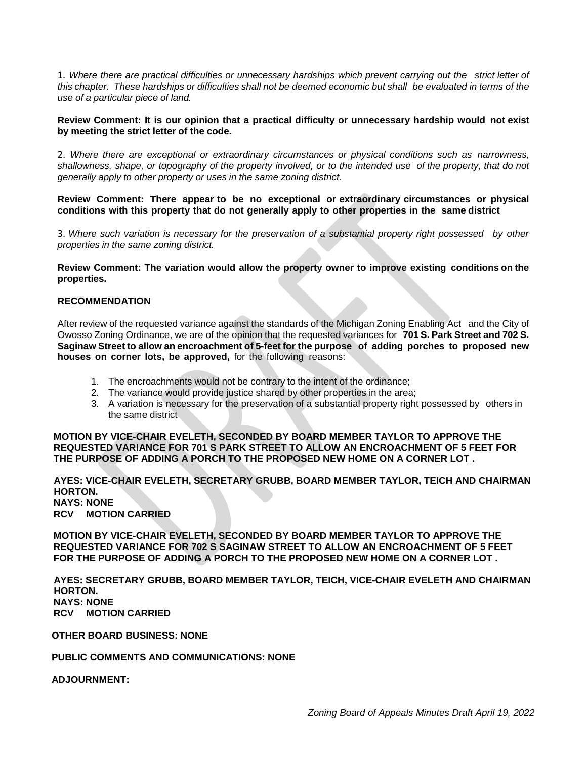1. *Where there are practical difficulties or unnecessary hardships which prevent carrying out the strict letter of this chapter. These hardships or difficulties shall not be deemed economic but shall be evaluated in terms of the use of a particular piece of land.*

**Review Comment: It is our opinion that a practical difficulty or unnecessary hardship would not exist by meeting the strict letter of the code.**

2. *Where there are exceptional or extraordinary circumstances or physical conditions such as narrowness, shallowness, shape, or topography of the property involved, or to the intended use of the property, that do not generally apply to other property or uses in the same zoning district.*

**Review Comment: There appear to be no exceptional or extraordinary circumstances or physical conditions with this property that do not generally apply to other properties in the same district**

3. *Where such variation is necessary for the preservation of a substantial property right possessed by other properties in the same zoning district.*

**Review Comment: The variation would allow the property owner to improve existing conditions on the properties.**

**RECOMMENDATION**

After review of the requested variance against the standards of the Michigan Zoning Enabling Act and the City of Owosso Zoning Ordinance, we are of the opinion that the requested variances for **701 S. Park Street and 702 S. Saginaw Street to allow an encroachment of 5-feet for the purpose of adding porches to proposed new houses on corner lots, be approved,** for the following reasons:

1. The encroachments would not be contrary to the intent of the ordinance;
2. The variance would provide justice shared by other properties in the area;
3. A variation is necessary for the preservation of a substantial property right possessed by others in the same district

**MOTION BY VICE-CHAIR EVELETH, SECONDED BY BOARD MEMBER TAYLOR TO APPROVE THE REQUESTED VARIANCE FOR 701 S PARK STREET TO ALLOW AN ENCROACHMENT OF 5 FEET FOR THE PURPOSE OF ADDING A PORCH TO THE PROPOSED NEW HOME ON A CORNER LOT .**

**AYES: VICE-CHAIR EVELETH, SECRETARY GRUBB, BOARD MEMBER TAYLOR, TEICH AND CHAIRMAN HORTON.**
**NAYS: NONE**
**RCV MOTION CARRIED**

**MOTION BY VICE-CHAIR EVELETH, SECONDED BY BOARD MEMBER TAYLOR TO APPROVE THE REQUESTED VARIANCE FOR 702 S SAGINAW STREET TO ALLOW AN ENCROACHMENT OF 5 FEET FOR THE PURPOSE OF ADDING A PORCH TO THE PROPOSED NEW HOME ON A CORNER LOT .**

**AYES: SECRETARY GRUBB, BOARD MEMBER TAYLOR, TEICH, VICE-CHAIR EVELETH AND CHAIRMAN HORTON.**
**NAYS: NONE**
**RCV MOTION CARRIED**

**OTHER BOARD BUSINESS: NONE**

**PUBLIC COMMENTS AND COMMUNICATIONS: NONE**

**ADJOURNMENT:**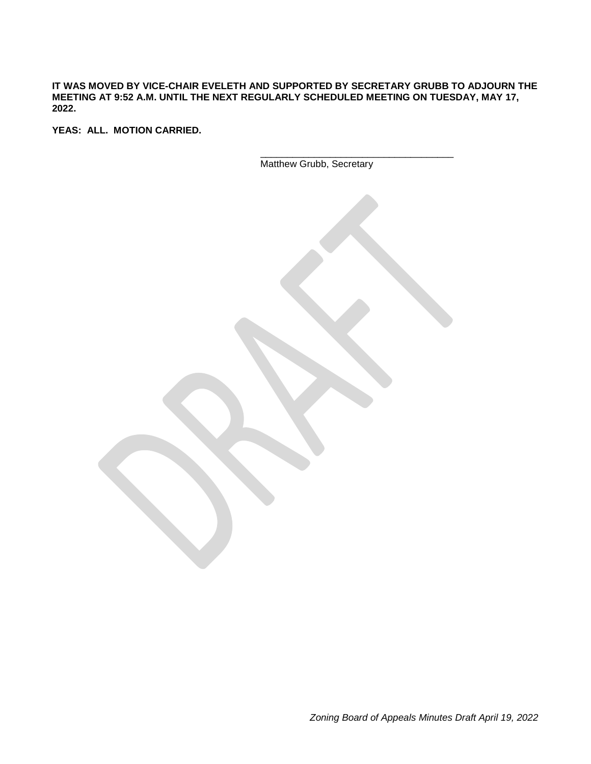**IT WAS MOVED BY VICE-CHAIR EVELETH AND SUPPORTED BY SECRETARY GRUBB TO ADJOURN THE MEETING AT 9:52 A.M. UNTIL THE NEXT REGULARLY SCHEDULED MEETING ON TUESDAY, MAY 17, 2022.**

**YEAS: ALL. MOTION CARRIED.**

_____________________________________
Matthew Grubb, Secretary